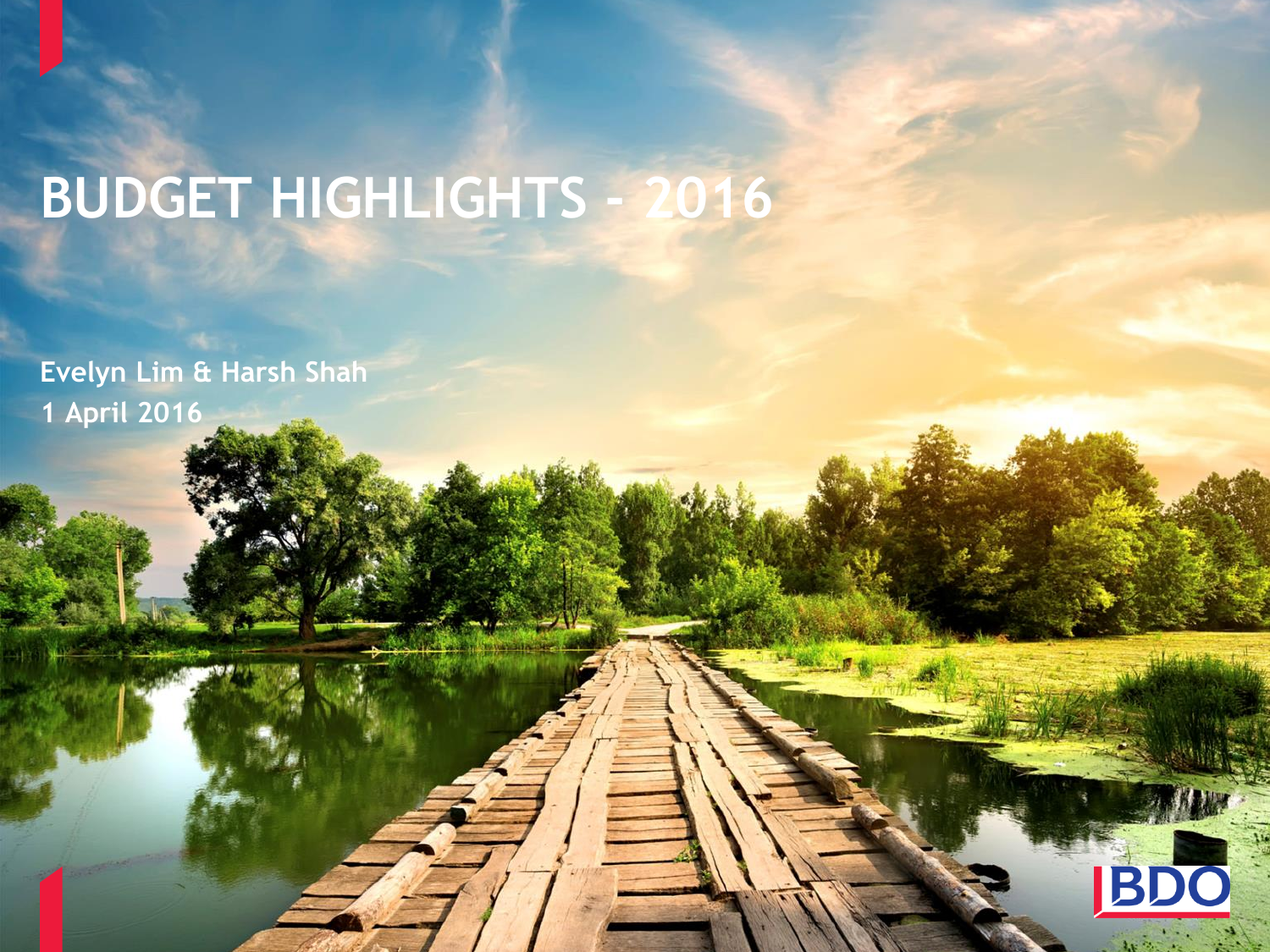# BUDGET HIGHLIGHTS - 2016

Evelyn Lim & Harsh Shah
1 April 2016

BDO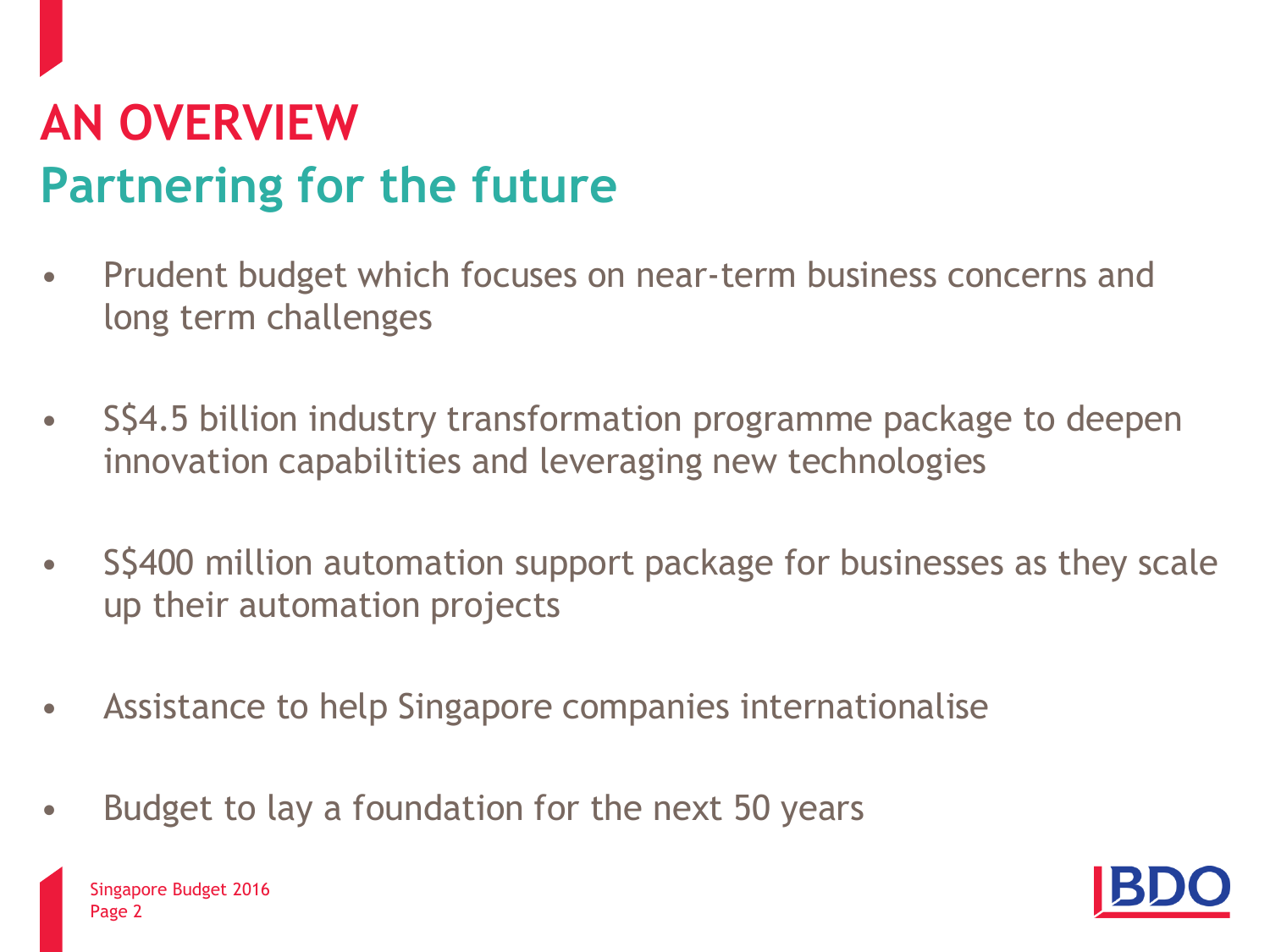# AN OVERVIEW

## Partering for the future

- Prudent budget which focuses on near-term business concerns and long term challenges
- S$4.5 billion industry transformation programme package to deepen innovation capabilities and leveraging new technologies
- S$400 million automation support package for businesses as they scale up their automation projects
- Assistance to help Singapore companies internationalise
- Budget to lay a foundation for the next 50 years

# AN OVERVIEW

## Partnering for the future

- Prudent budget which focuses on near-term business concerns and long term challenges
- S$4.5 billion industry transformation programme package to deepen innovation capabilities and leveraging new technologies
- S$400 million automation support package for businesses as they scale up their automation projects
- Assistance to help Singapore companies internationalise
- Budget to lay a foundation for the next 50 years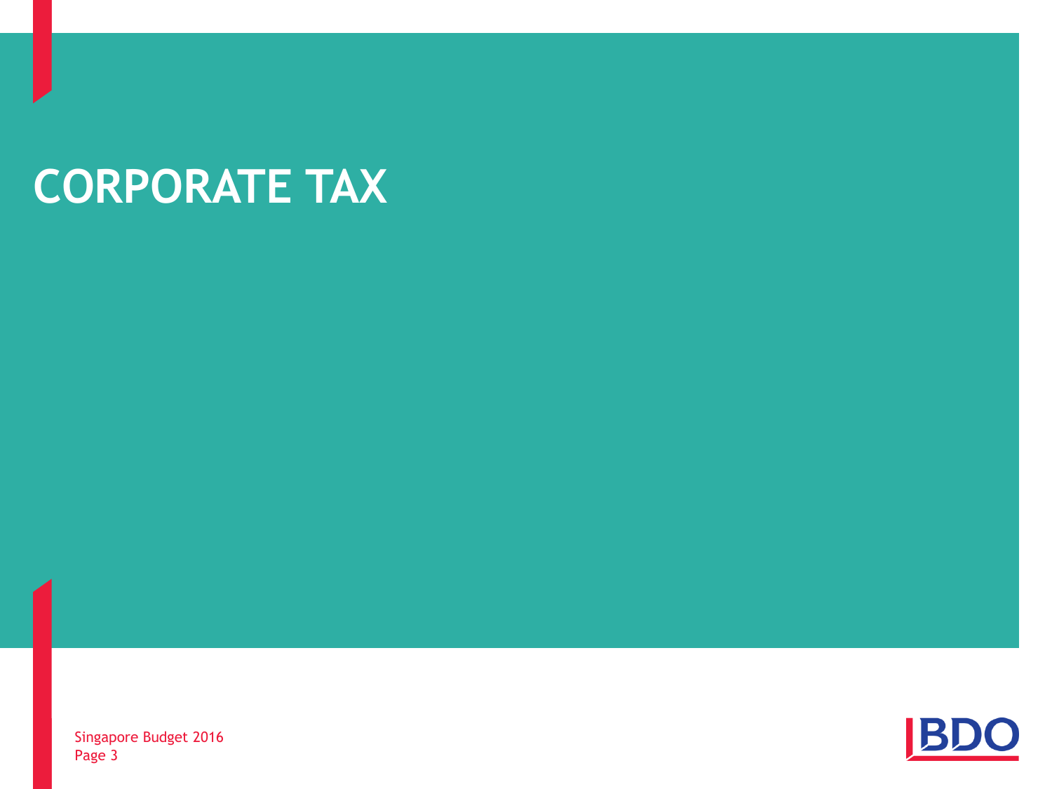# CORPORATE TAX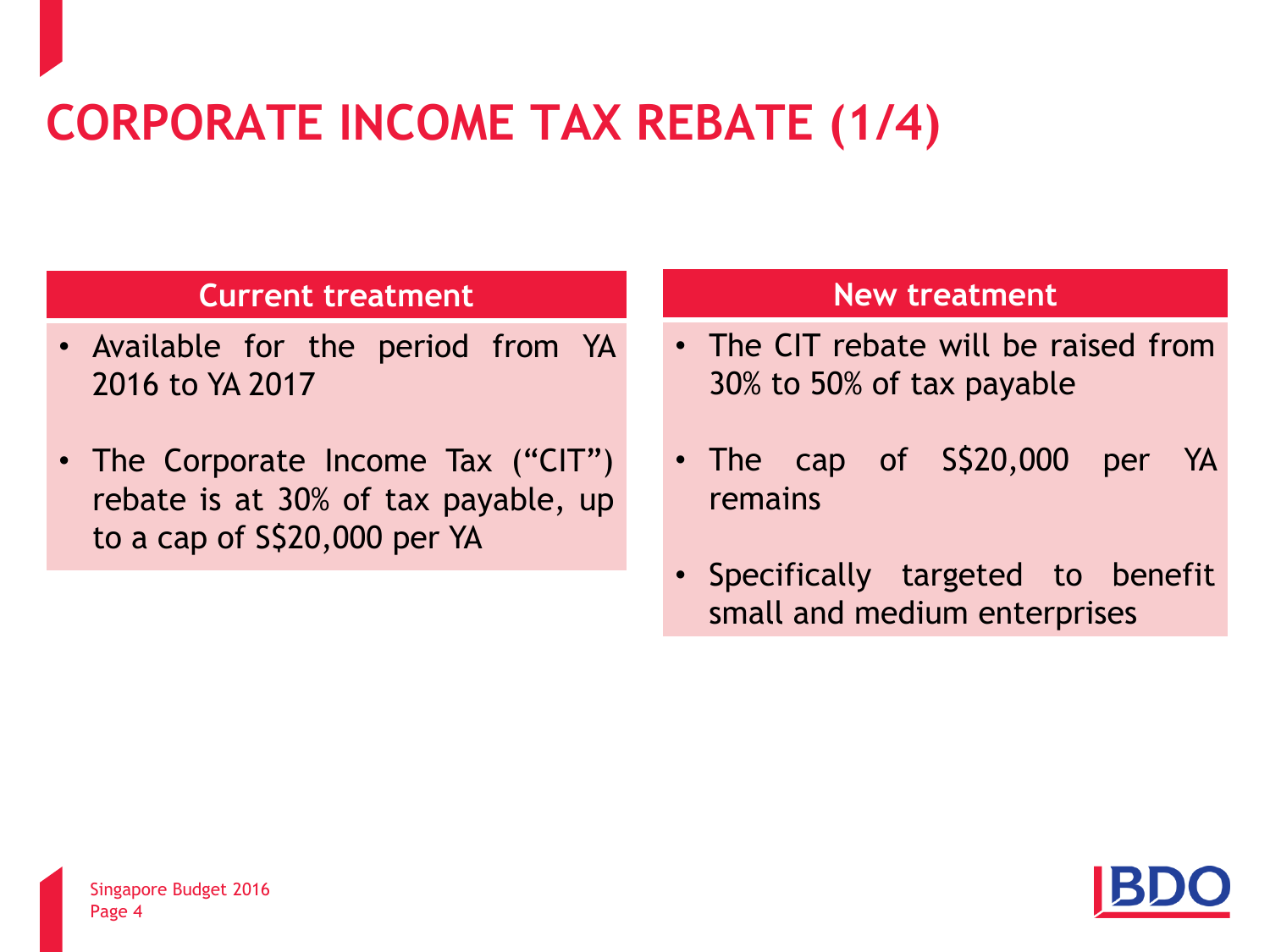# CORPORATE INCOME TAX REBATE (1/4)

| Current treatment | New treatment |
| --- | --- |
| • Available for the period from YA 2016 to YA 2017<br>• The Corporate Income Tax ("CIT") rebate is at 30% of tax payable, up to a cap of S$20,000 per YA | • The CIT rebate will be raised from 30% to 50% of tax payable<br>• The cap of S$20,000 per YA remains<br>• Specifically targeted to benefit small and medium enterprises |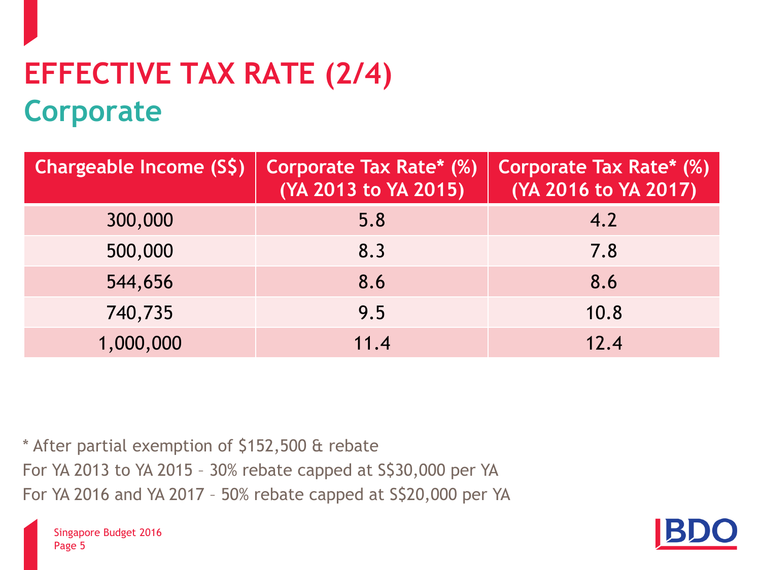# EFFECTIVE TAX RATE (2/4)

## Corporate

| Chargeable Income (S$) | Corporate Tax Rate* (%) (YA 2013 to YA 2015) | Corporate Tax Rate* (%) (YA 2016 to YA 2017) |
|---|---|---|
| 300,000 | 5.8 | 4.2 |
| 500,000 | 8.3 | 7.8 |
| 544,656 | 8.6 | 8.6 |
| 740,735 | 9.5 | 10.8 |
| 1,000,000 | 11.4 | 12.4 |

* After partial exemption of $152,500 & rebate

For YA 2013 to YA 2015 – 30% rebate capped at S$30,000 per YA

For YA 2016 and YA 2017 – 50% rebate capped at S$20,000 per YA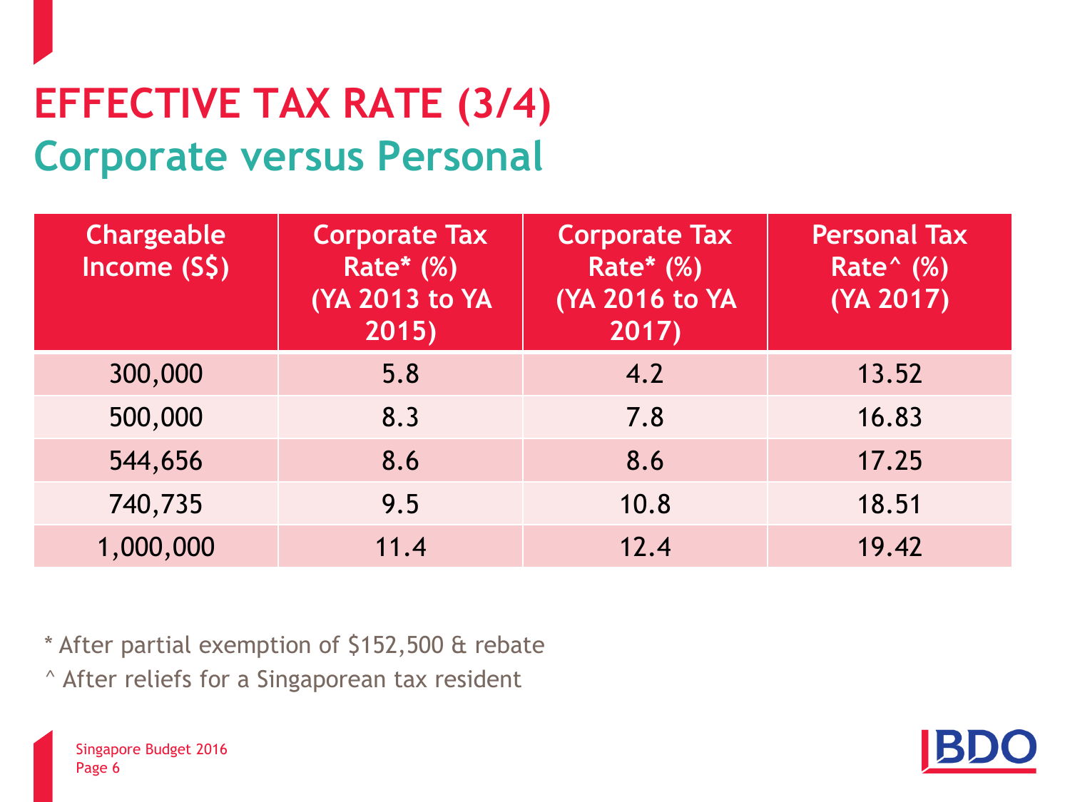# EFFECTIVE TAX RATE (3/4)

## Corporate versus Personal

| Chargeable Income (S$) | Corporate Tax Rate* (%) (YA 2013 to YA 2015) | Corporate Tax Rate* (%) (YA 2016 to YA 2017) | Personal Tax Rate^ (%) (YA 2017) |
|---|---|---|---|
| 300,000 | 5.8 | 4.2 | 13.52 |
| 500,000 | 8.3 | 7.8 | 16.83 |
| 544,656 | 8.6 | 8.6 | 17.25 |
| 740,735 | 9.5 | 10.8 | 18.51 |
| 1,000,000 | 11.4 | 12.4 | 19.42 |

* After partial exemption of $152,500 & rebate

^ After reliefs for a Singaporean tax resident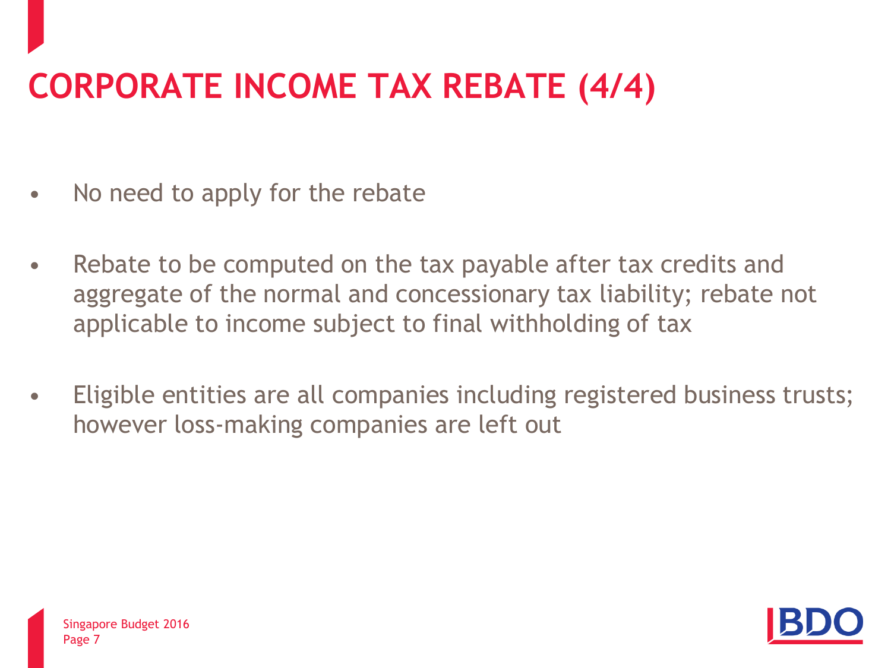# CORPORATE INCOME TAX REBATE (4/4)

- No need to apply for the rebate
- Rebate to be computed on the tax payable after tax credits and aggregate of the normal and concessionary tax liability; rebate not applicable to income subject to final withholding of tax
- Eligible entities are all companies including registered business trusts; however loss-making companies are left out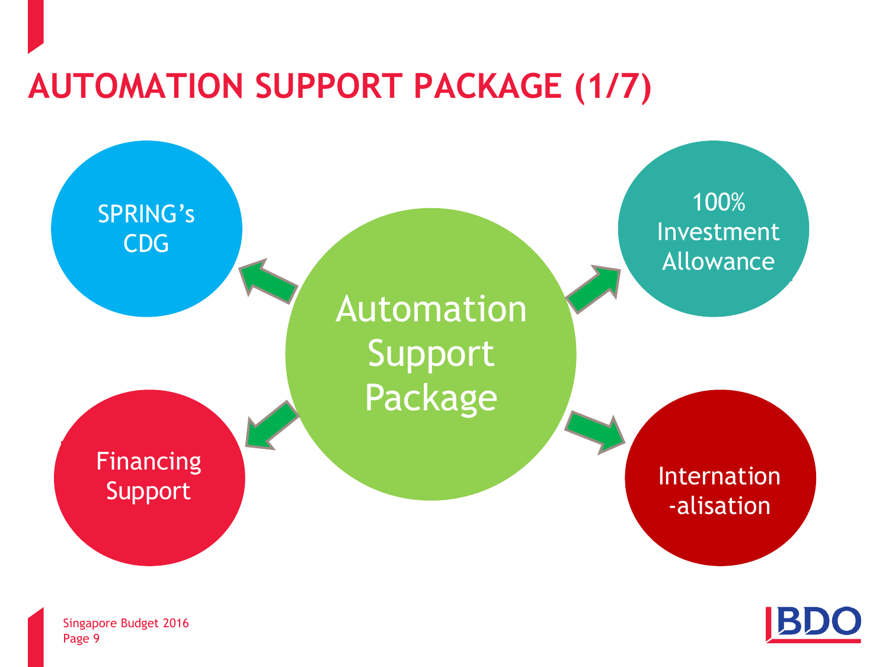# AUTOMATION SUPPORT PACKAGE (1/7)

Automation Support Package

- SPRING's CDG
- 100% Investment Allowance
- Financing Support
- Internation-alisation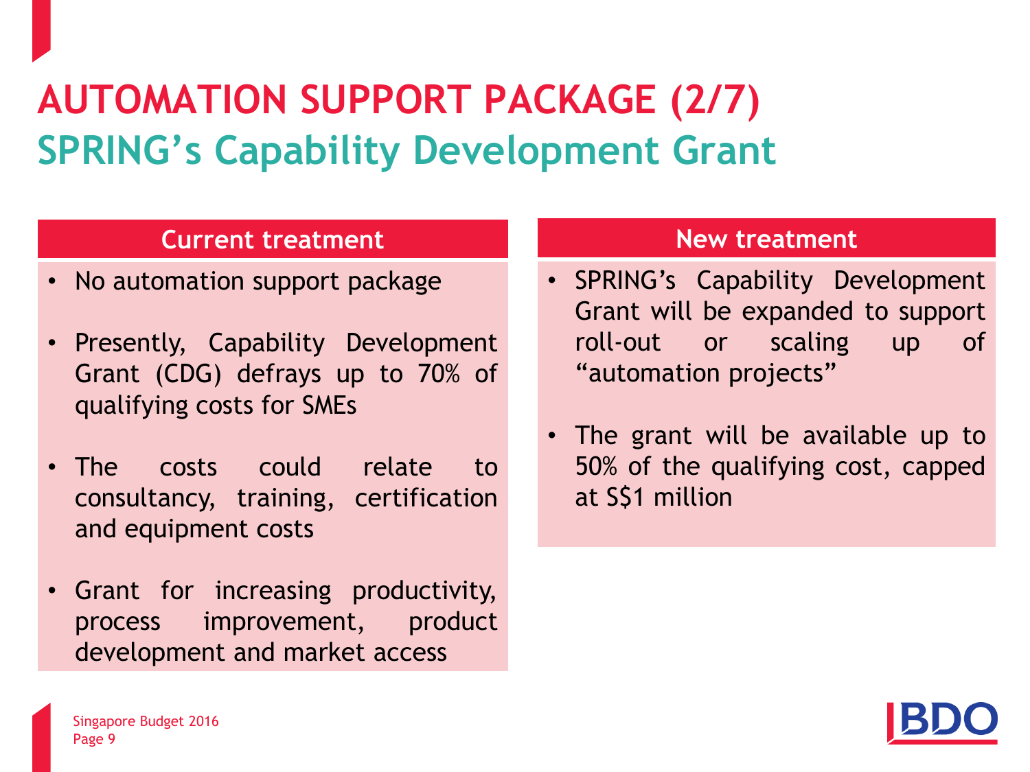# AUTOMATION SUPPORT PACKAGE (2/7)

## SPRING's Capability Development Grant

### Current treatment

- No automation support package
- Presently, Capability Development Grant (CDG) defrays up to 70% of qualifying costs for SMEs
- The costs could relate to consultancy, training, certification and equipment costs
- Grant for increasing productivity, process improvement, product development and market access

### New treatment

- SPRING's Capability Development Grant will be expanded to support roll-out or scaling up of "automation projects"
- The grant will be available up to 50% of the qualifying cost, capped at S$1 million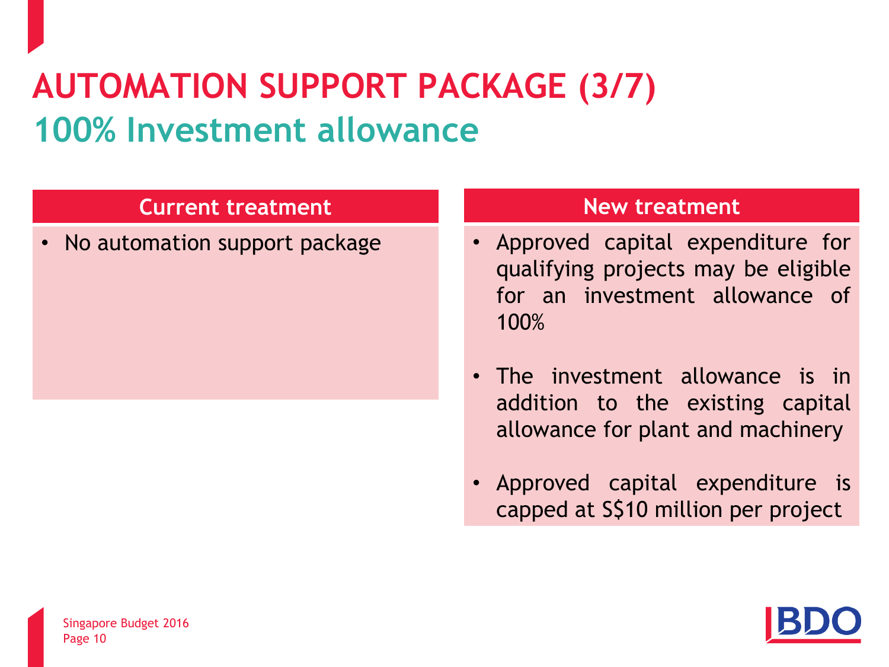# AUTOMATION SUPPORT PACKAGE (3/7)

## 100% Investment allowance

| Current treatment | New treatment |
| --- | --- |
| • No automation support package | • Approved capital expenditure for qualifying projects may be eligible for an investment allowance of 100%<br><br>• The investment allowance is in addition to the existing capital allowance for plant and machinery<br><br>• Approved capital expenditure is capped at S$10 million per project |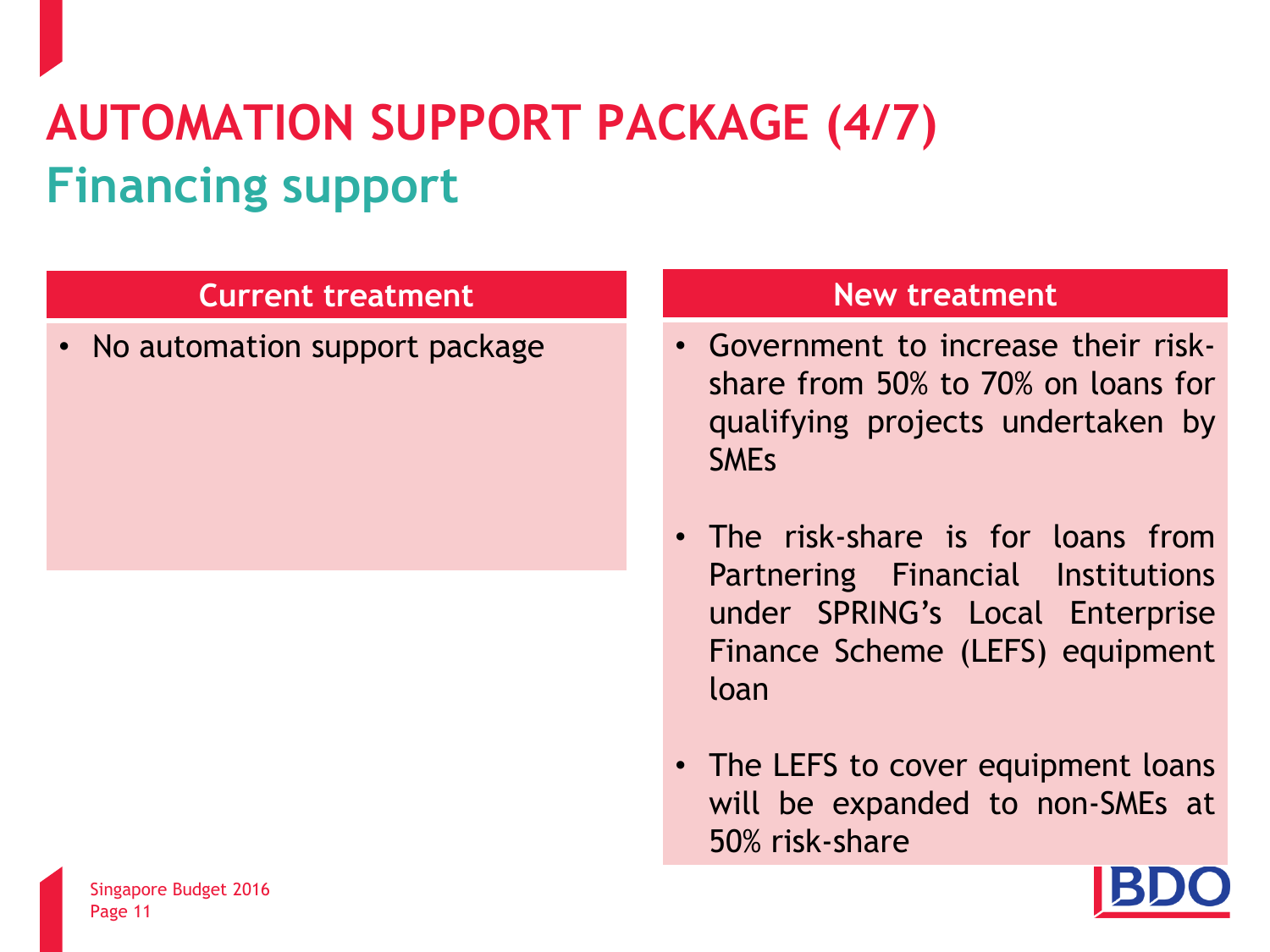# AUTOMATION SUPPORT PACKAGE (4/7)

## Financing support

| Current treatment | New treatment |
|---|---|
| • No automation support package | • Government to increase their risk-share from 50% to 70% on loans for qualifying projects undertaken by SMEs<br><br>• The risk-share is for loans from Partnering Financial Institutions under SPRING's Local Enterprise Finance Scheme (LEFS) equipment loan<br><br>• The LEFS to cover equipment loans will be expanded to non-SMEs at 50% risk-share |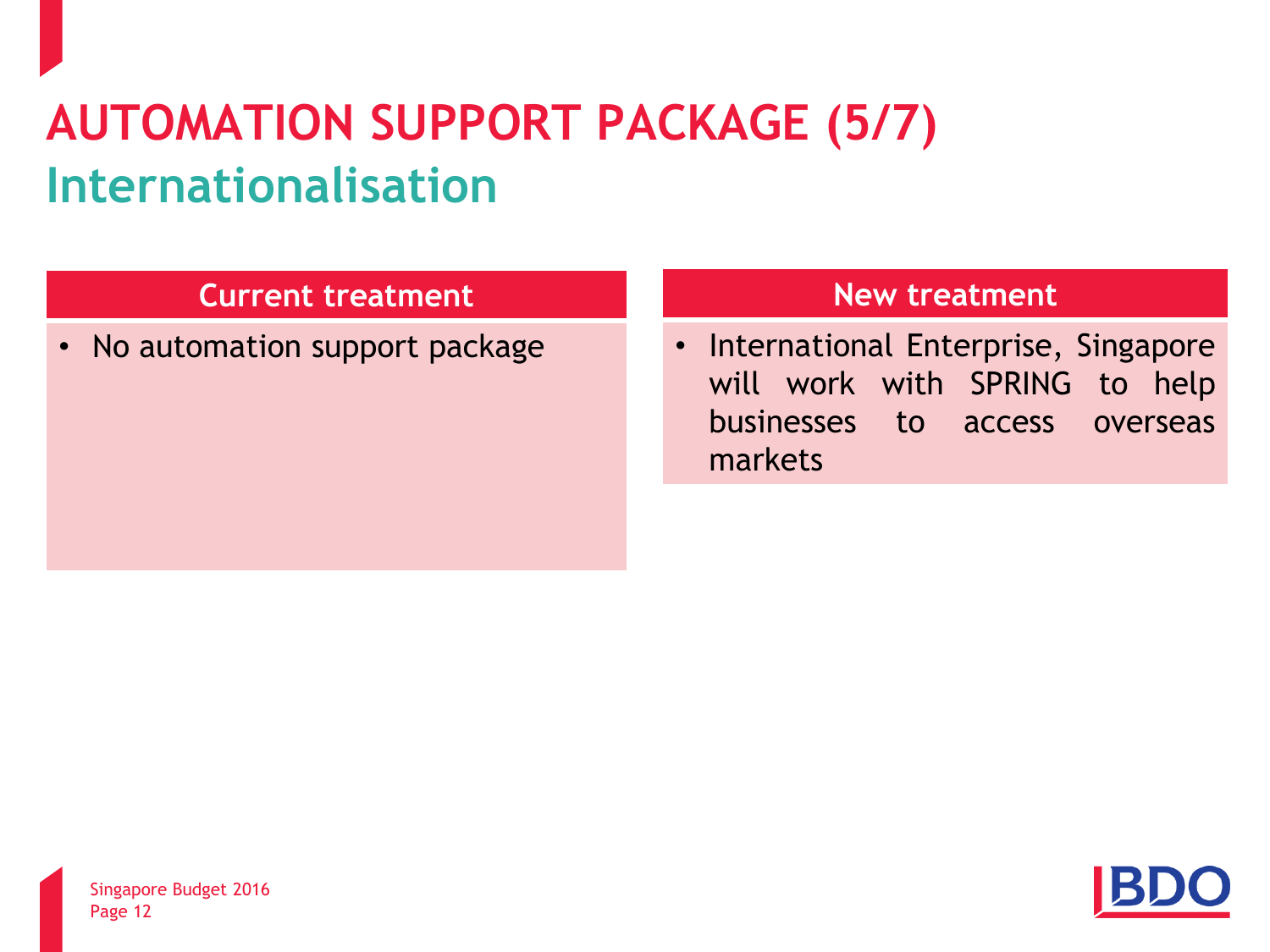# AUTOMATION SUPPORT PACKAGE (5/7)

## Internationalisation

| Current treatment | New treatment |
| --- | --- |
| • No automation support package | • International Enterprise, Singapore will work with SPRING to help businesses to access overseas markets |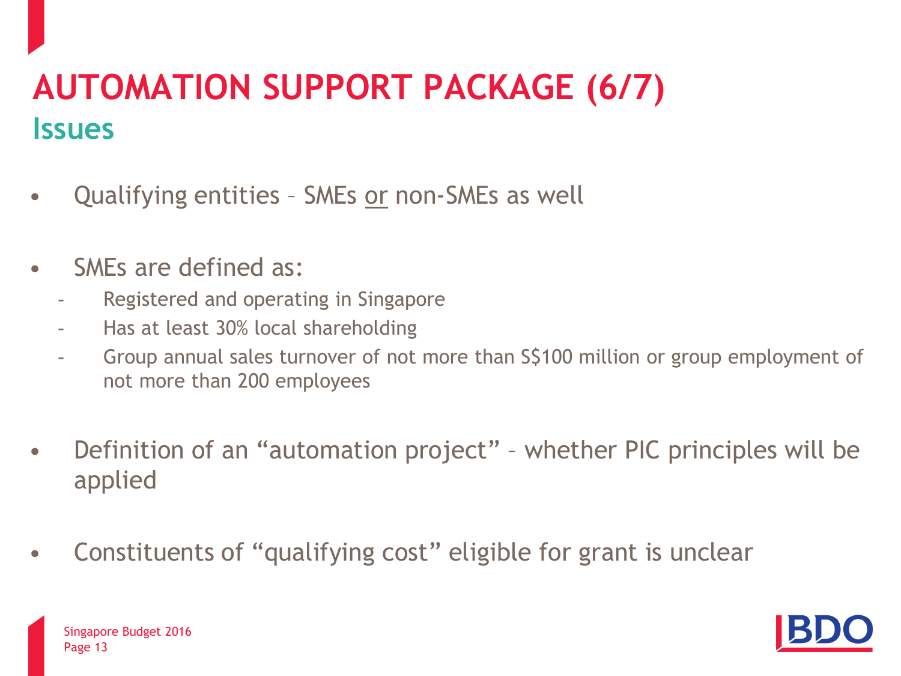# AUTOMATION SUPPORT PACKAGE (6/7)

## Issues

- Qualifying entities – SMEs <u>or</u> non-SMEs as well
- SMEs are defined as:
  - Registered and operating in Singapore
  - Has at least 30% local shareholding
  - Group annual sales turnover of not more than S$100 million or group employment of not more than 200 employees
- Definition of an "automation project" – whether PIC principles will be applied
- Constituents of "qualifying cost" eligible for grant is unclear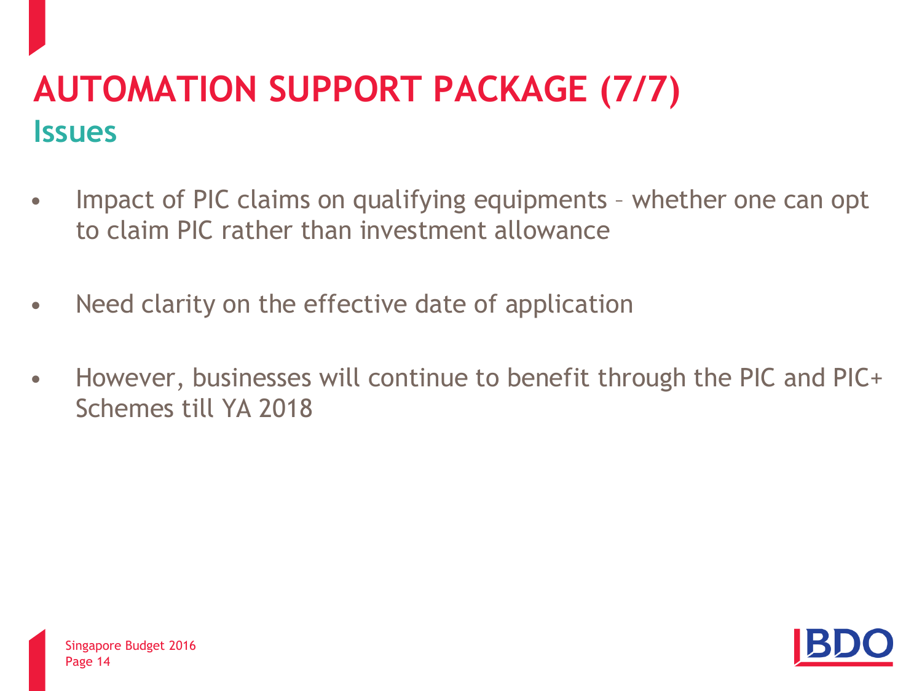# AUTOMATION SUPPORT PACKAGE (7/7)

## Issues

- Impact of PIC claims on qualifying equipments – whether one can opt to claim PIC rather than investment allowance
- Need clarity on the effective date of application
- However, businesses will continue to benefit through the PIC and PIC+ Schemes till YA 2018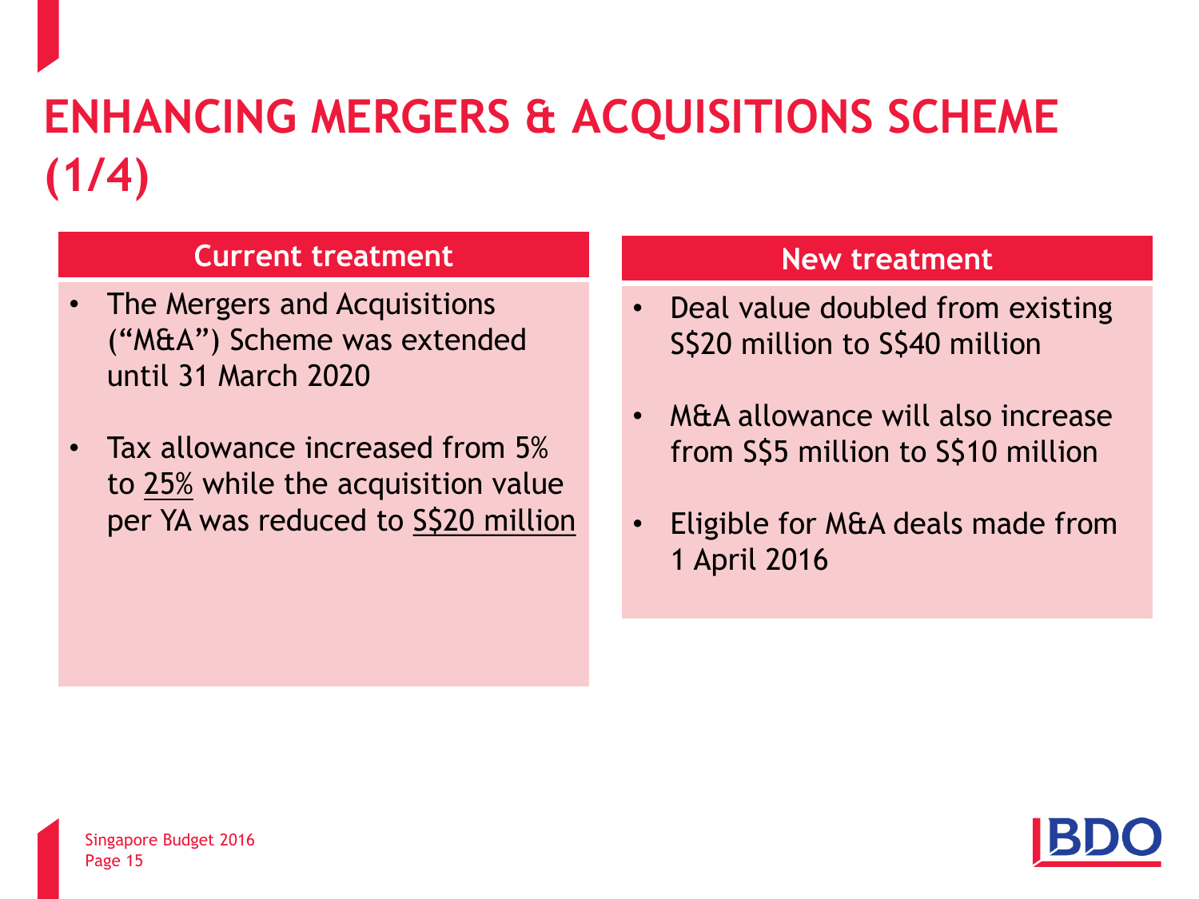# ENHANCING MERGERS & ACQUISITIONS SCHEME (1/4)

## Current treatment

- The Mergers and Acquisitions ("M&A") Scheme was extended until 31 March 2020
- Tax allowance increased from 5% to <u>25%</u> while the acquisition value per YA was reduced to <u>S$20 million</u>

## New treatment

- Deal value doubled from existing S$20 million to S$40 million
- M&A allowance will also increase from S$5 million to S$10 million
- Eligible for M&A deals made from 1 April 2016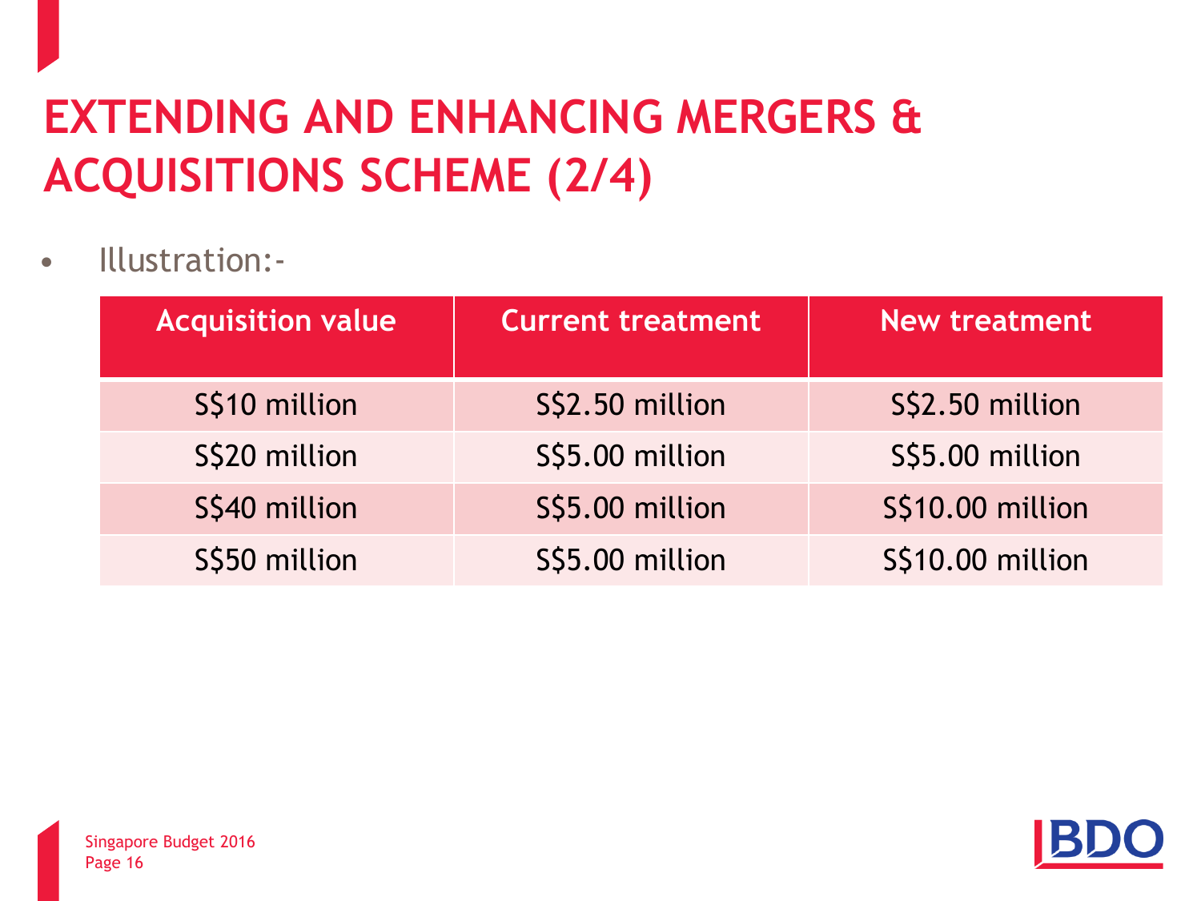# EXTENDING AND ENHANCING MERGERS & ACQUISITIONS SCHEME (2/4)

- Illustration:-

| Acquisition value | Current treatment | New treatment |
| --- | --- | --- |
| S$10 million | S$2.50 million | S$2.50 million |
| S$20 million | S$5.00 million | S$5.00 million |
| S$40 million | S$5.00 million | S$10.00 million |
| S$50 million | S$5.00 million | S$10.00 million |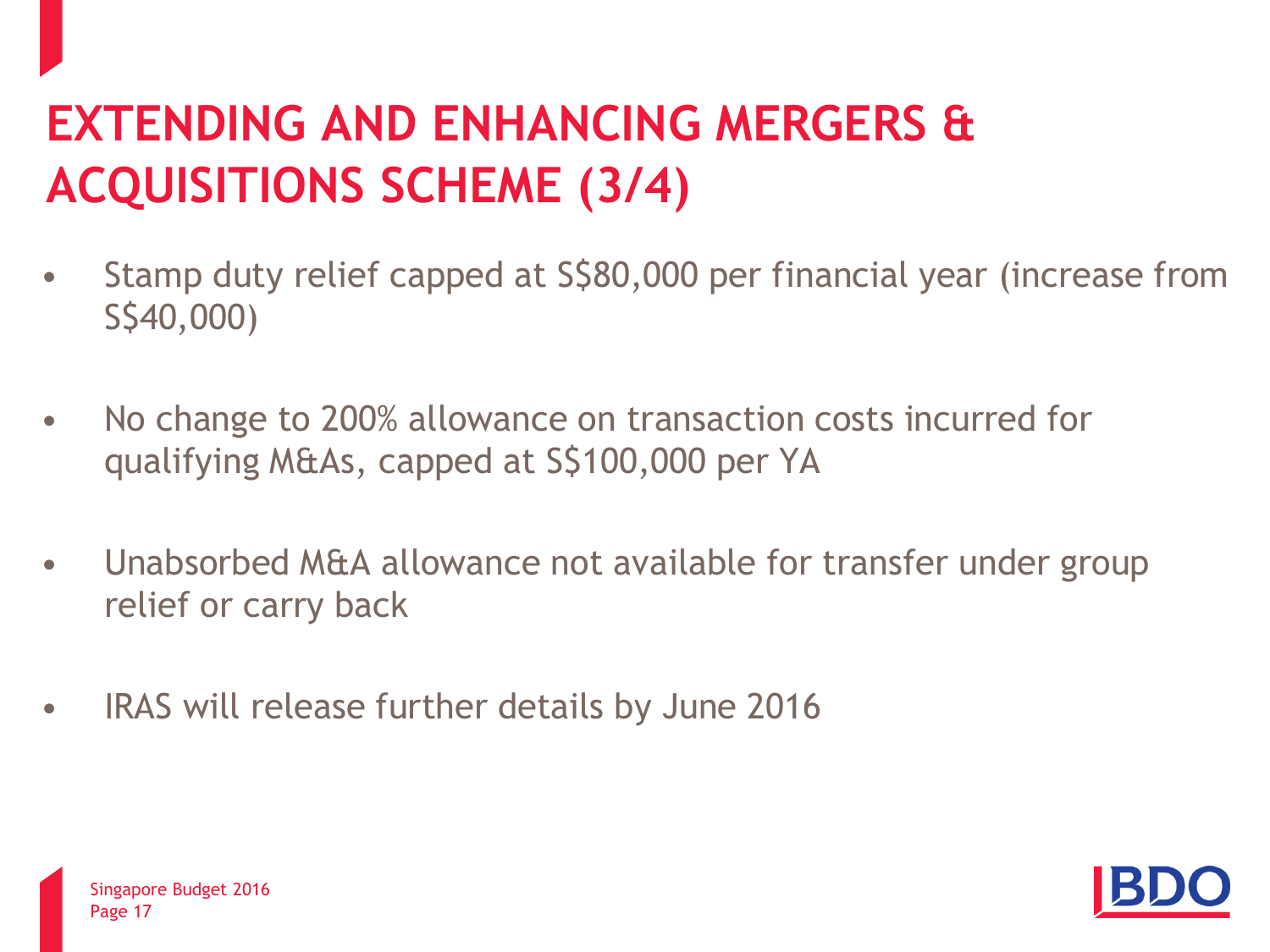# EXTENDING AND ENHANCING MERGERS & ACQUISITIONS SCHEME (3/4)

- Stamp duty relief capped at S$80,000 per financial year (increase from S$40,000)
- No change to 200% allowance on transaction costs incurred for qualifying M&As, capped at S$100,000 per YA
- Unabsorbed M&A allowance not available for transfer under group relief or carry back
- IRAS will release further details by June 2016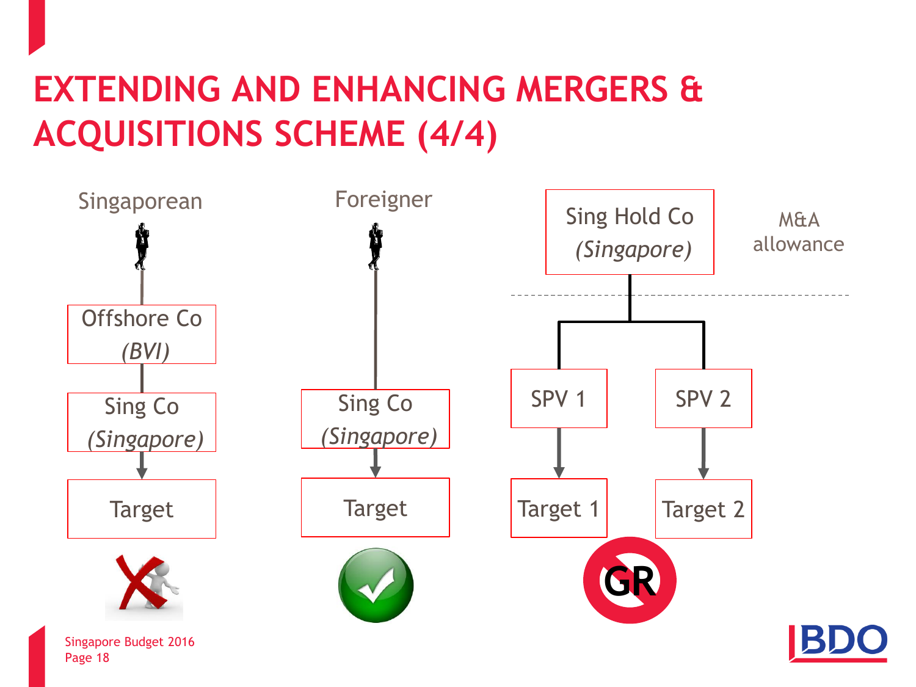# EXTENDING AND ENHANCING MERGERS & ACQUISITIONS SCHEME (4/4)

Singaporean

Offshore Co
*(BVI)*

Sing Co
*(Singapore)*

Target

Foreigner

Sing Co
*(Singapore)*

Target

Sing Hold Co
*(Singapore)*

M&A allowance

SPV 1

SPV 2

Target 1

Target 2

GR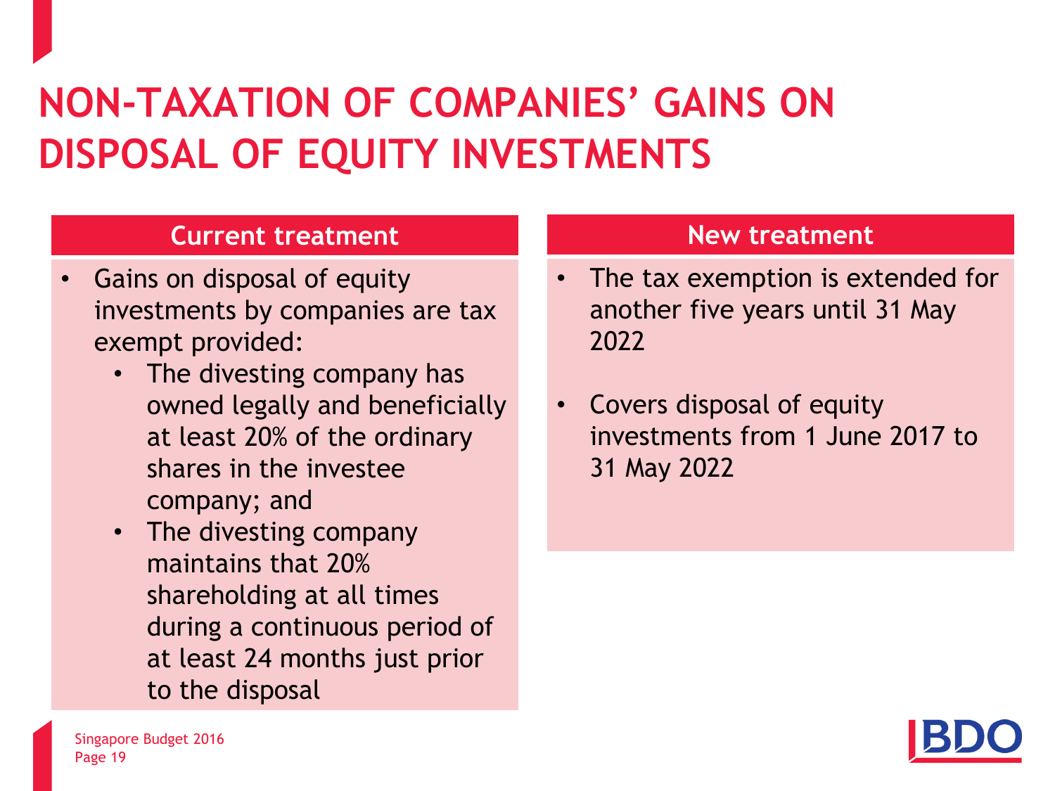# NON-TAXATION OF COMPANIES' GAINS ON DISPOSAL OF EQUITY INVESTMENTS

## Current treatment

- Gains on disposal of equity investments by companies are tax exempt provided:
  - The divesting company has owned legally and beneficially at least 20% of the ordinary shares in the investee company; and
  - The divesting company maintains that 20% shareholding at all times during a continuous period of at least 24 months just prior to the disposal

## New treatment

- The tax exemption is extended for another five years until 31 May 2022
- Covers disposal of equity investments from 1 June 2017 to 31 May 2022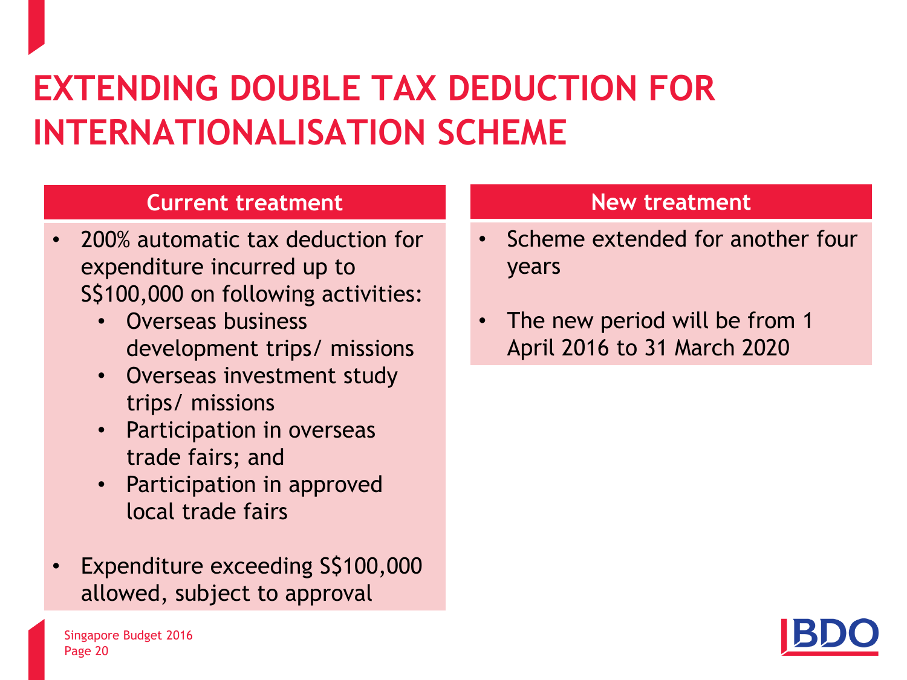# EXTENDING DOUBLE TAX DEDUCTION FOR INTERNATIONALISATION SCHEME

## Current treatment

- 200% automatic tax deduction for expenditure incurred up to S$100,000 on following activities:
  - Overseas business development trips/ missions
  - Overseas investment study trips/ missions
  - Participation in overseas trade fairs; and
  - Participation in approved local trade fairs
- Expenditure exceeding S$100,000 allowed, subject to approval

## New treatment

- Scheme extended for another four years
- The new period will be from 1 April 2016 to 31 March 2020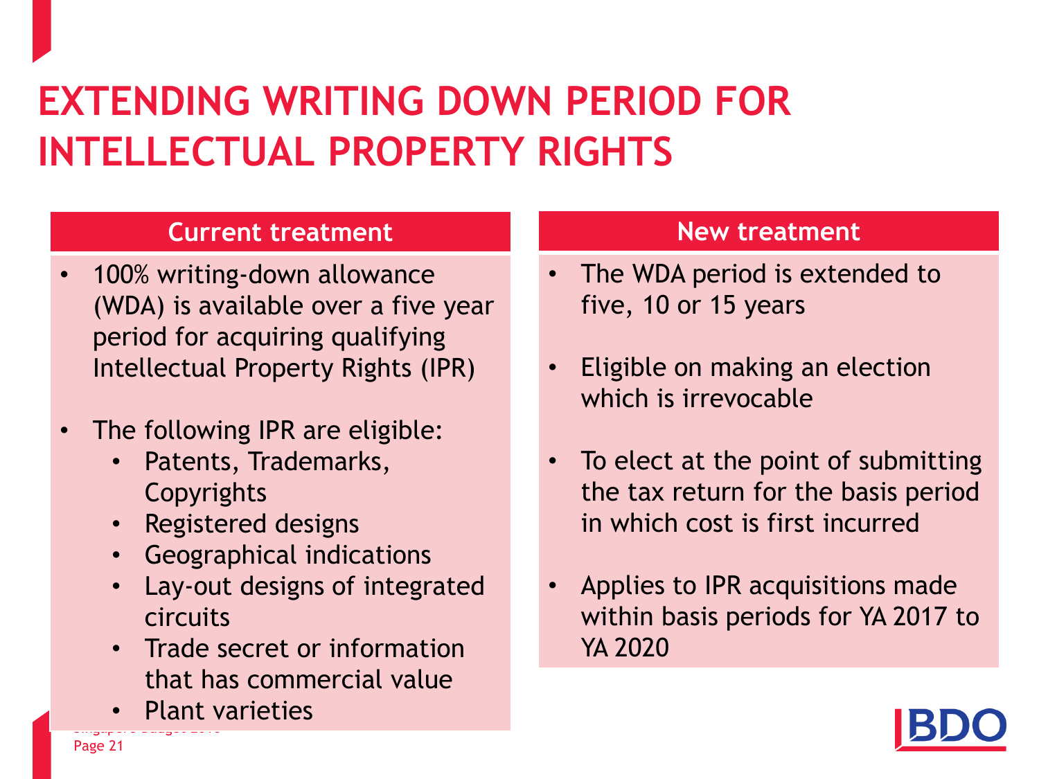# EXTENDING WRITING DOWN PERIOD FOR INTELLECTUAL PROPERTY RIGHTS

## Current treatment

- 100% writing-down allowance (WDA) is available over a five year period for acquiring qualifying Intellectual Property Rights (IPR)
- The following IPR are eligible:
  - Patents, Trademarks, Copyrights
  - Registered designs
  - Geographical indications
  - Lay-out designs of integrated circuits
  - Trade secret or information that has commercial value
  - Plant varieties

## New treatment

- The WDA period is extended to five, 10 or 15 years
- Eligible on making an election which is irrevocable
- To elect at the point of submitting the tax return for the basis period in which cost is first incurred
- Applies to IPR acquisitions made within basis periods for YA 2017 to YA 2020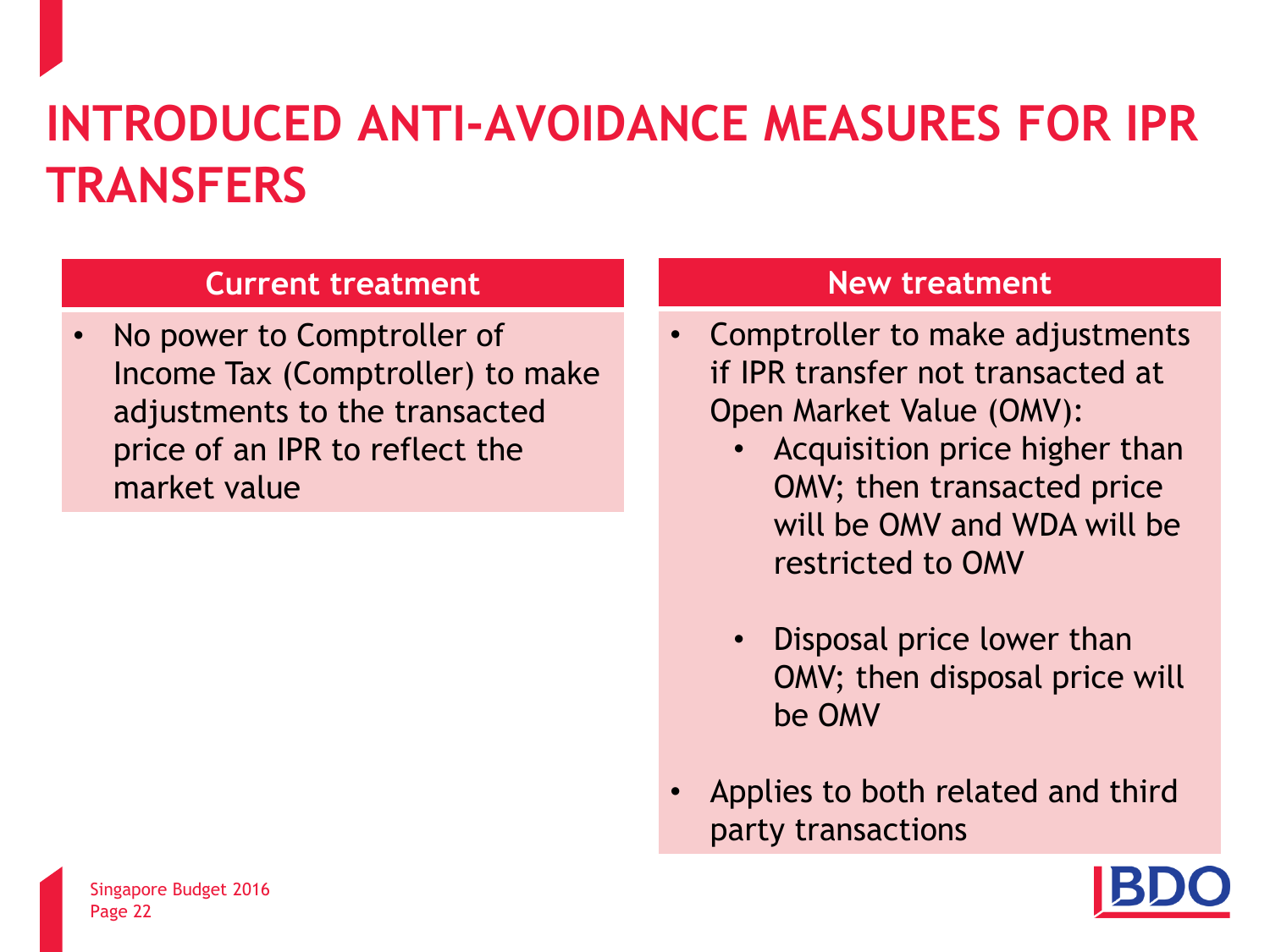# INTRODUCED ANTI-AVOIDANCE MEASURES FOR IPR TRANSFERS

| Current treatment | New treatment |
|---|---|
| • No power to Comptroller of Income Tax (Comptroller) to make adjustments to the transacted price of an IPR to reflect the market value | • Comptroller to make adjustments if IPR transfer not transacted at Open Market Value (OMV): <br> – Acquisition price higher than OMV; then transacted price will be OMV and WDA will be restricted to OMV <br> – Disposal price lower than OMV; then disposal price will be OMV <br> • Applies to both related and third party transactions |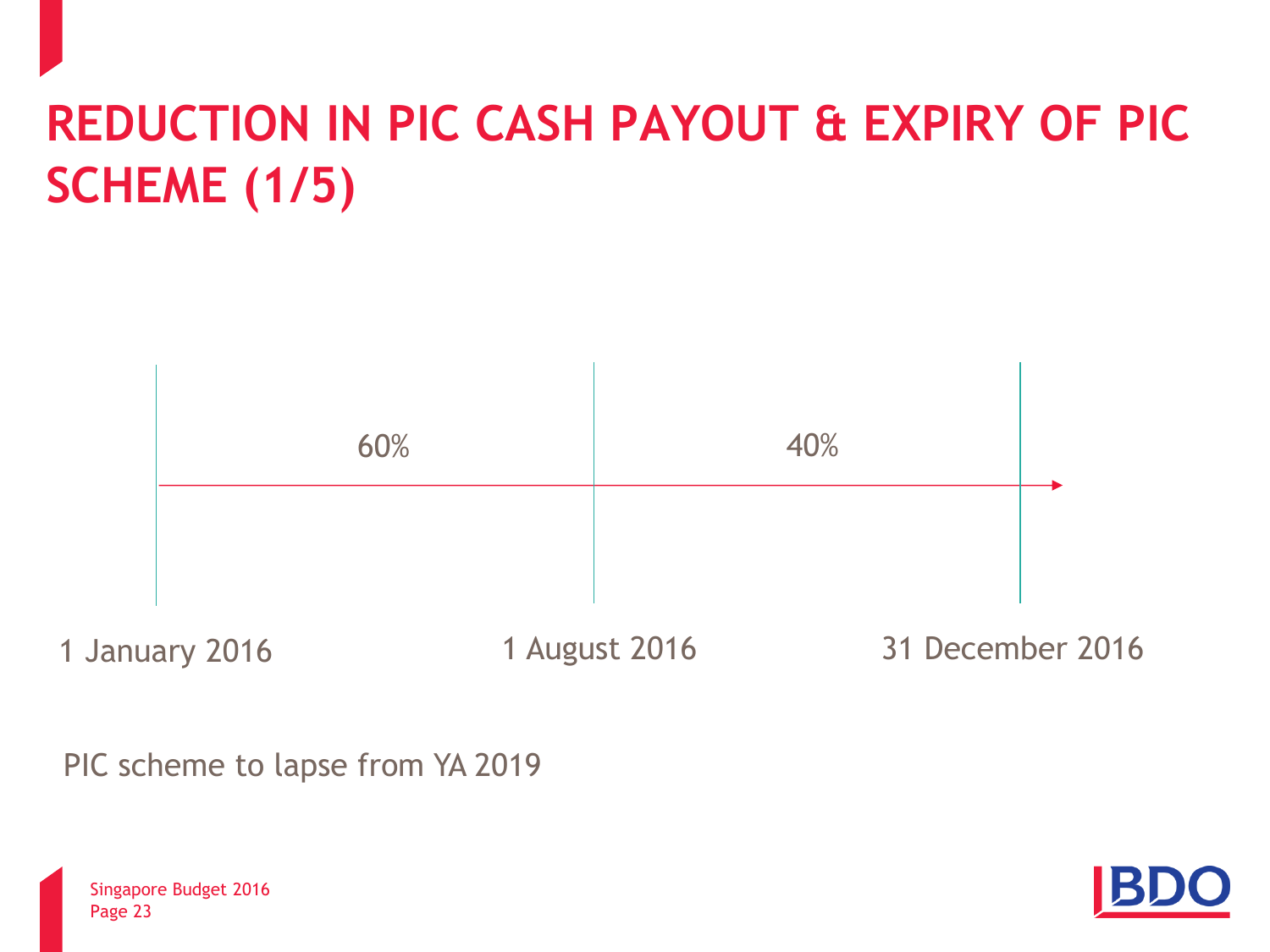# REDUCTION IN PIC CASH PAYOUT & EXPIRY OF PIC SCHEME (1/5)

| 1 January 2016 – 1 August 2016 | 1 August 2016 – 31 December 2016 |
| --- | --- |
| 60% | 40% |

PIC scheme to lapse from YA 2019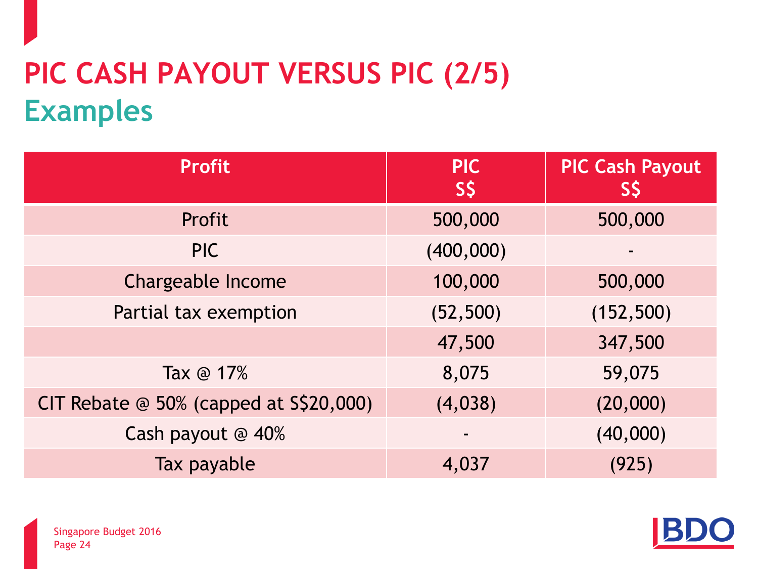# PIC CASH PAYOUT VERSUS PIC (2/5)

## Examples

| Profit | PIC S$ | PIC Cash Payout S$ |
| --- | --- | --- |
| Profit | 500,000 | 500,000 |
| PIC | (400,000) | - |
| Chargeable Income | 100,000 | 500,000 |
| Partial tax exemption | (52,500) | (152,500) |
| | 47,500 | 347,500 |
| Tax @ 17% | 8,075 | 59,075 |
| CIT Rebate @ 50% (capped at S$20,000) | (4,038) | (20,000) |
| Cash payout @ 40% | - | (40,000) |
| Tax payable | 4,037 | (925) |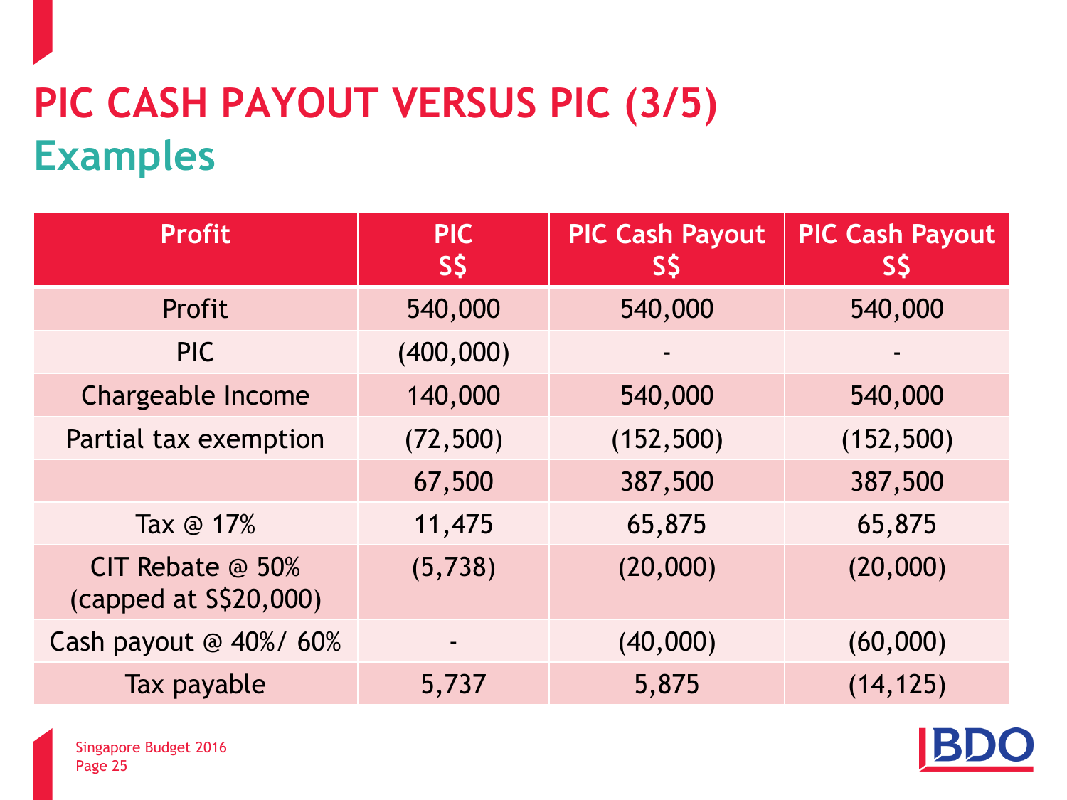# PIC CASH PAYOUT VERSUS PIC (3/5)

## Examples

| Profit | PIC S$ | PIC Cash Payout S$ | PIC Cash Payout S$ |
|---|---|---|---|
| Profit | 540,000 | 540,000 | 540,000 |
| PIC | (400,000) | - | - |
| Chargeable Income | 140,000 | 540,000 | 540,000 |
| Partial tax exemption | (72,500) | (152,500) | (152,500) |
| | 67,500 | 387,500 | 387,500 |
| Tax @ 17% | 11,475 | 65,875 | 65,875 |
| CIT Rebate @ 50% (capped at S$20,000) | (5,738) | (20,000) | (20,000) |
| Cash payout @ 40%/ 60% | - | (40,000) | (60,000) |
| Tax payable | 5,737 | 5,875 | (14,125) |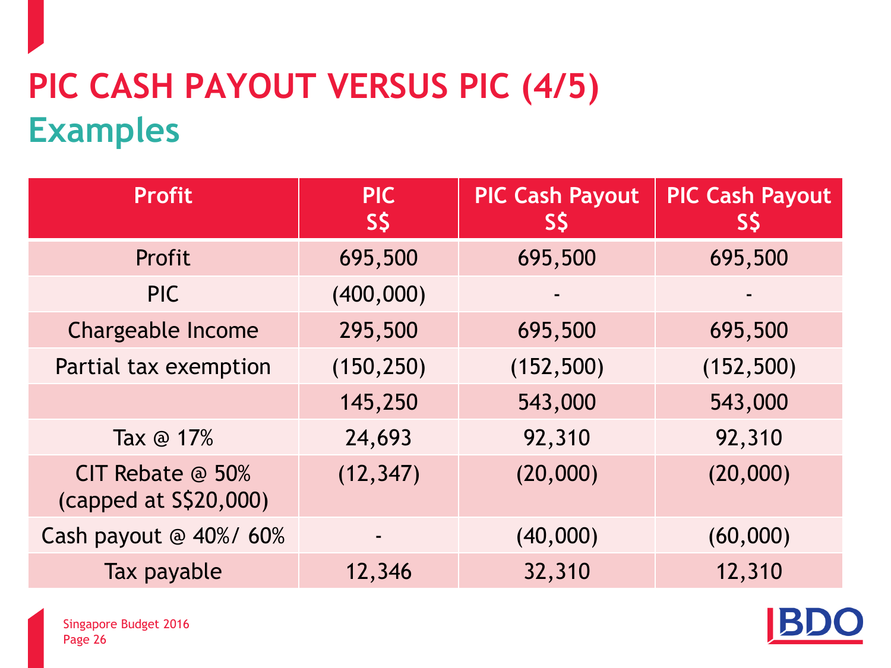# PIC CASH PAYOUT VERSUS PIC (4/5)

## Examples

| Profit | PIC S$ | PIC Cash Payout S$ | PIC Cash Payout S$ |
|---|---|---|---|
| Profit | 695,500 | 695,500 | 695,500 |
| PIC | (400,000) | - | - |
| Chargeable Income | 295,500 | 695,500 | 695,500 |
| Partial tax exemption | (150,250) | (152,500) | (152,500) |
| | 145,250 | 543,000 | 543,000 |
| Tax @ 17% | 24,693 | 92,310 | 92,310 |
| CIT Rebate @ 50% (capped at S$20,000) | (12,347) | (20,000) | (20,000) |
| Cash payout @ 40%/ 60% | - | (40,000) | (60,000) |
| Tax payable | 12,346 | 32,310 | 12,310 |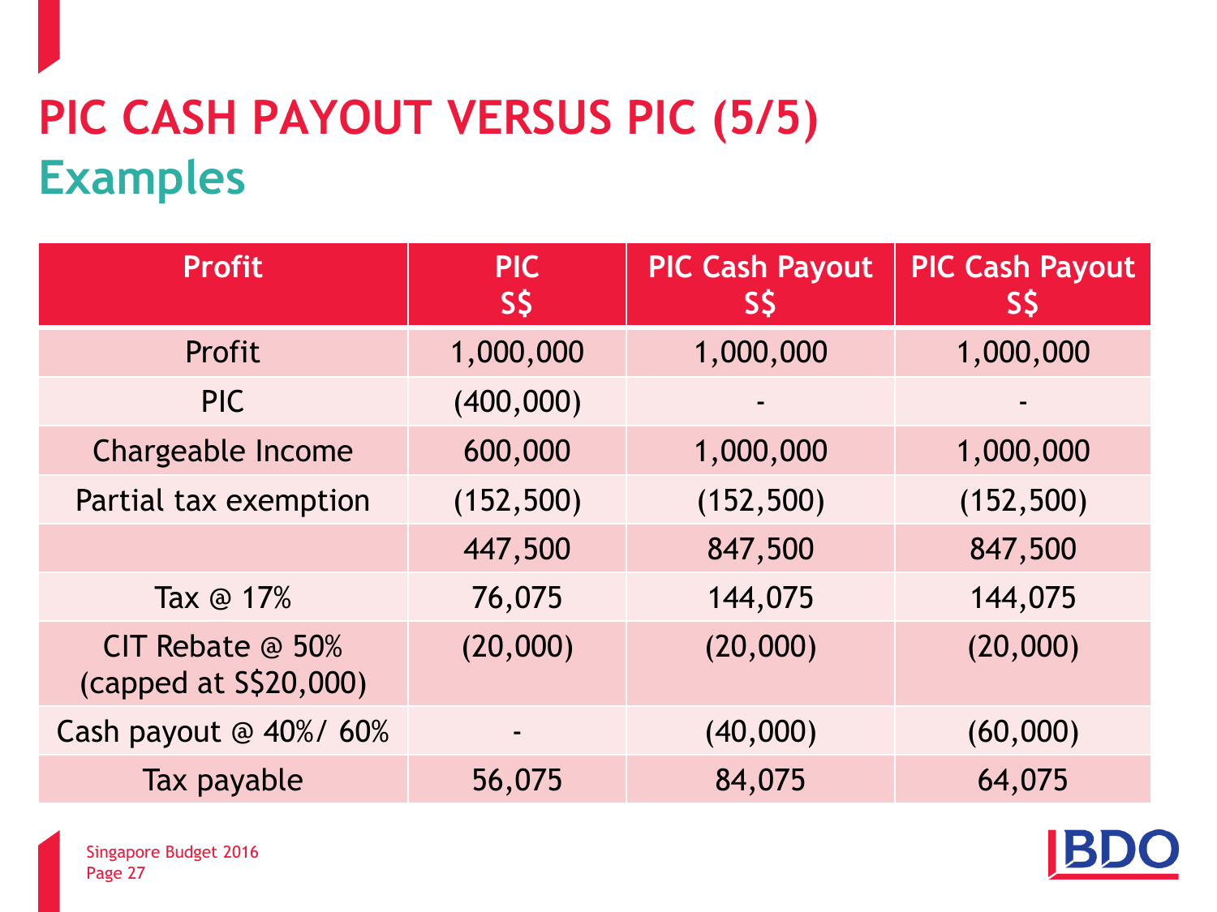# PIC CASH PAYOUT VERSUS PIC (5/5)

## Examples

| Profit | PIC S$ | PIC Cash Payout S$ | PIC Cash Payout S$ |
|---|---|---|---|
| Profit | 1,000,000 | 1,000,000 | 1,000,000 |
| PIC | (400,000) | - | - |
| Chargeable Income | 600,000 | 1,000,000 | 1,000,000 |
| Partial tax exemption | (152,500) | (152,500) | (152,500) |
| | 447,500 | 847,500 | 847,500 |
| Tax @ 17% | 76,075 | 144,075 | 144,075 |
| CIT Rebate @ 50% (capped at S$20,000) | (20,000) | (20,000) | (20,000) |
| Cash payout @ 40%/ 60% | - | (40,000) | (60,000) |
| Tax payable | 56,075 | 84,075 | 64,075 |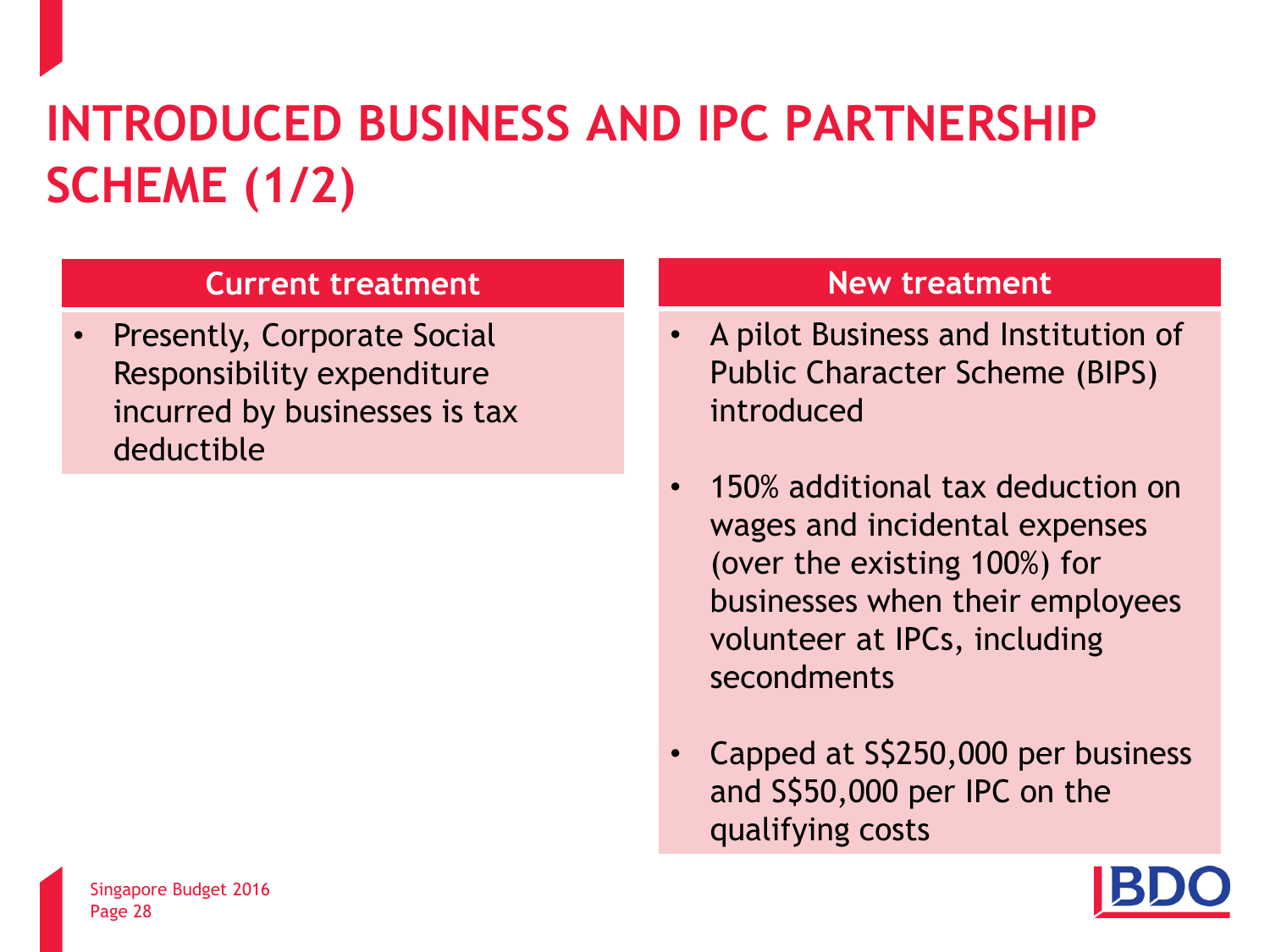# INTRODUCED BUSINESS AND IPC PARTNERSHIP SCHEME (1/2)

## Current treatment

- Presently, Corporate Social Responsibility expenditure incurred by businesses is tax deductible

## New treatment

- A pilot Business and Institution of Public Character Scheme (BIPS) introduced
- 150% additional tax deduction on wages and incidental expenses (over the existing 100%) for businesses when their employees volunteer at IPCs, including secondments
- Capped at S$250,000 per business and S$50,000 per IPC on the qualifying costs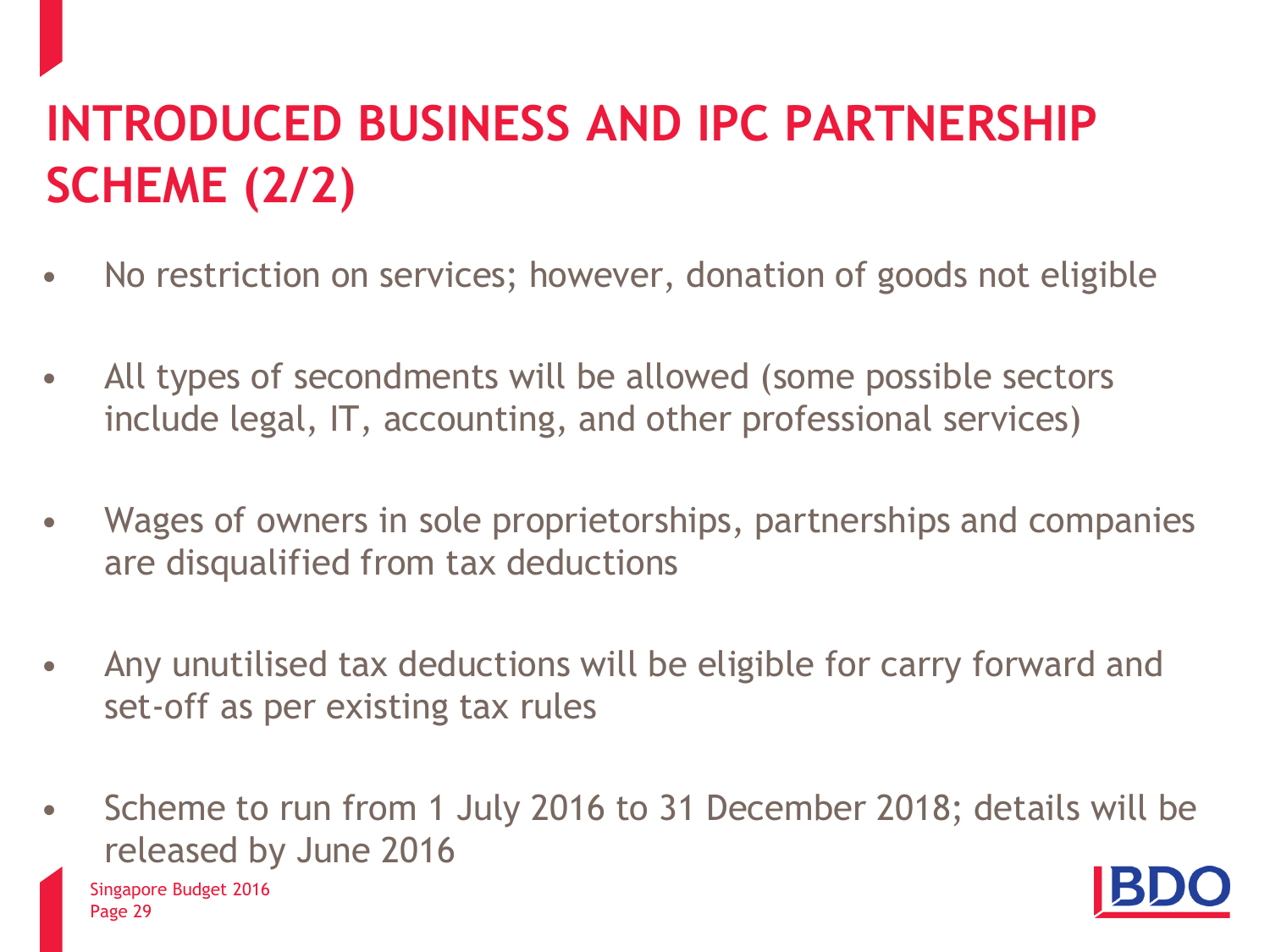# INTRODUCED BUSINESS AND IPC PARTNERSHIP SCHEME (2/2)

- No restriction on services; however, donation of goods not eligible
- All types of secondments will be allowed (some possible sectors include legal, IT, accounting, and other professional services)
- Wages of owners in sole proprietorships, partnerships and companies are disqualified from tax deductions
- Any unutilised tax deductions will be eligible for carry forward and set-off as per existing tax rules
- Scheme to run from 1 July 2016 to 31 December 2018; details will be released by June 2016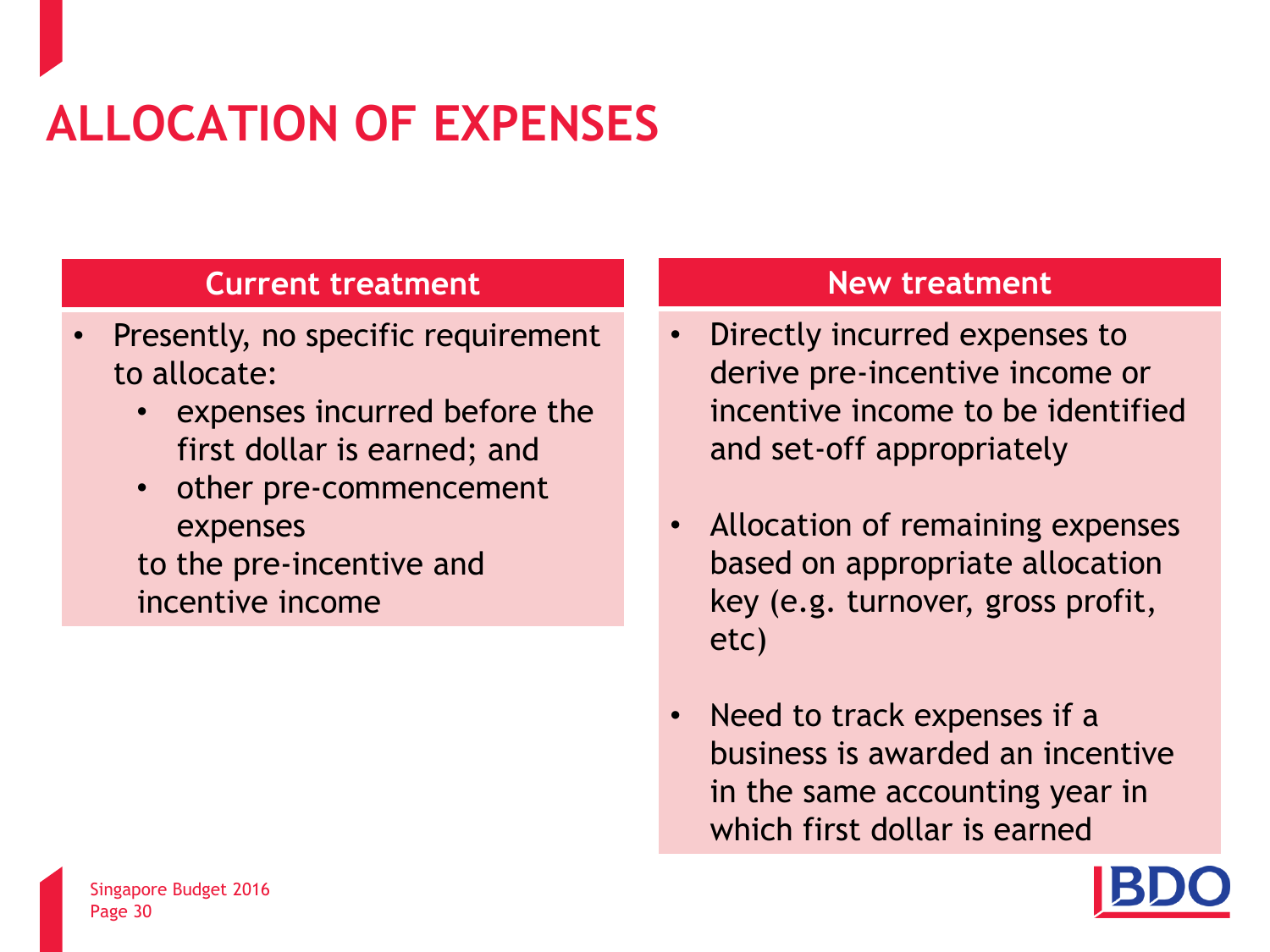# ALLOCATION OF EXPENSES

## Current treatment

- Presently, no specific requirement to allocate:
  - expenses incurred before the first dollar is earned; and
  - other pre-commencement expenses

  to the pre-incentive and incentive income

## New treatment

- Directly incurred expenses to derive pre-incentive income or incentive income to be identified and set-off appropriately
- Allocation of remaining expenses based on appropriate allocation key (e.g. turnover, gross profit, etc)
- Need to track expenses if a business is awarded an incentive in the same accounting year in which first dollar is earned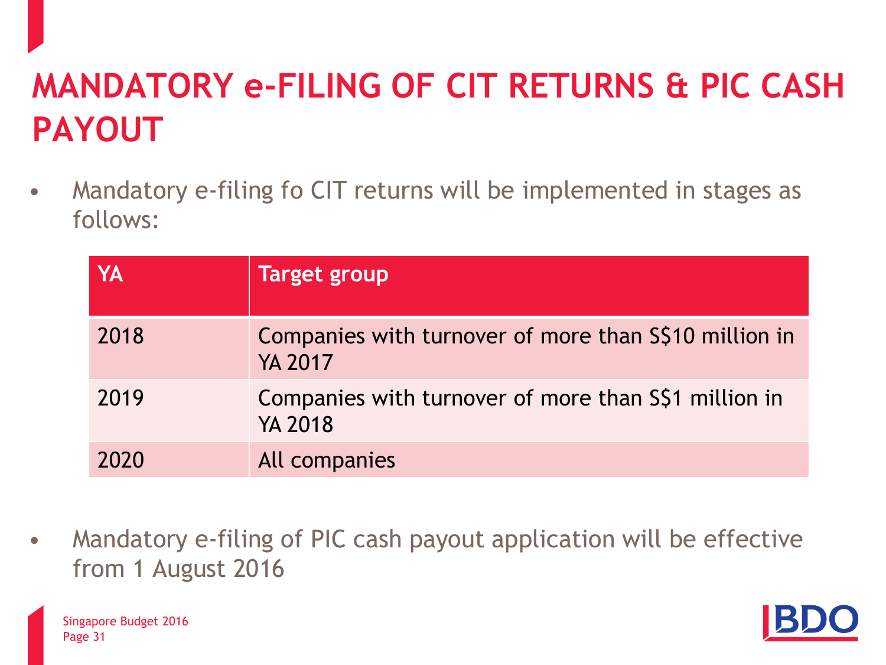# MANDATORY e-FILING OF CIT RETURNS & PIC CASH PAYOUT

- Mandatory e-filing fo CIT returns will be implemented in stages as follows:

| YA | Target group |
|---|---|
| 2018 | Companies with turnover of more than S$10 million in YA 2017 |
| 2019 | Companies with turnover of more than S$1 million in YA 2018 |
| 2020 | All companies |

- Mandatory e-filing of PIC cash payout application will be effective from 1 August 2016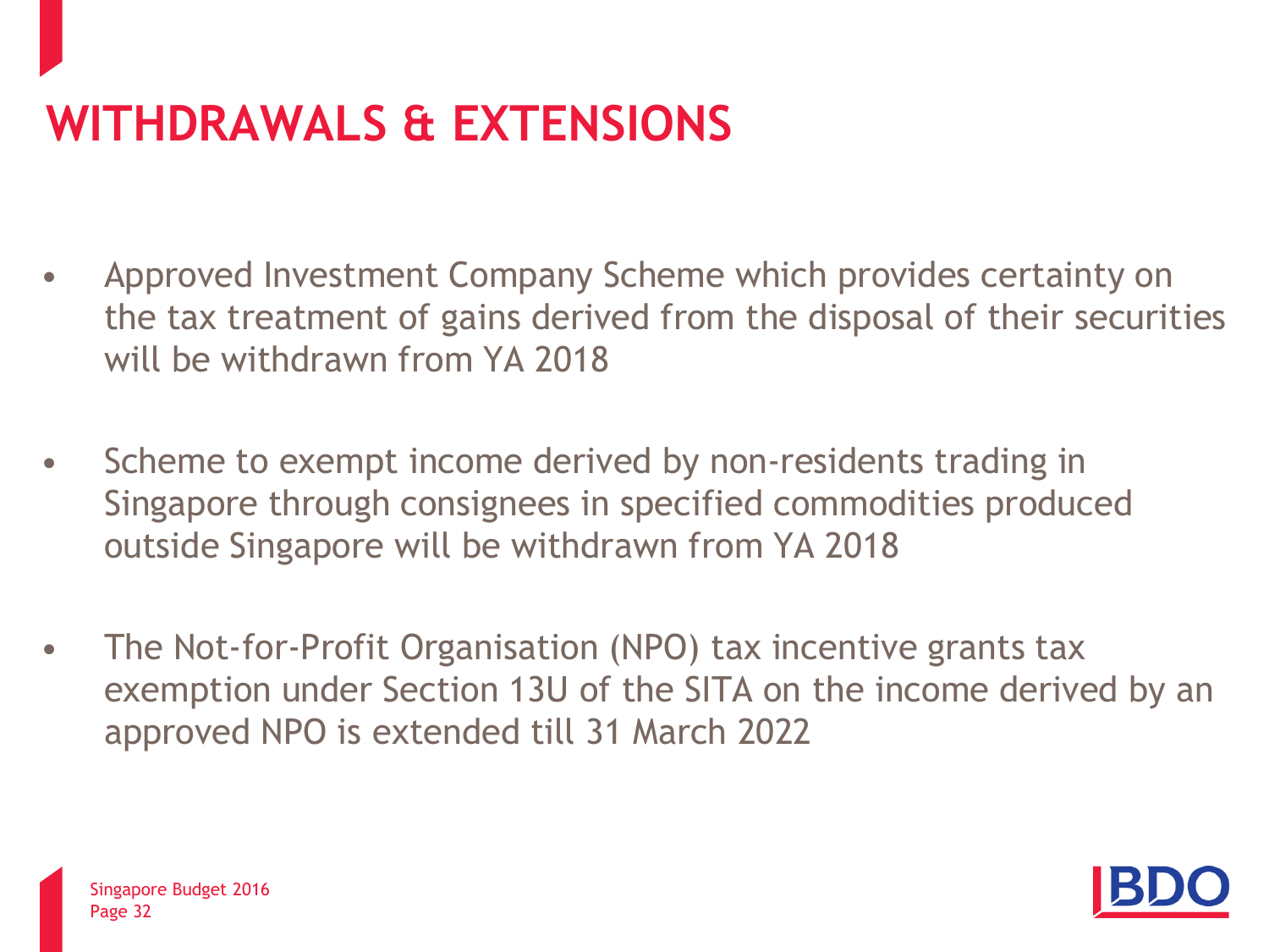# WITHDRAWALS & EXTENSIONS

- Approved Investment Company Scheme which provides certainty on the tax treatment of gains derived from the disposal of their securities will be withdrawn from YA 2018
- Scheme to exempt income derived by non-residents trading in Singapore through consignees in specified commodities produced outside Singapore will be withdrawn from YA 2018
- The Not-for-Profit Organisation (NPO) tax incentive grants tax exemption under Section 13U of the SITA on the income derived by an approved NPO is extended till 31 March 2022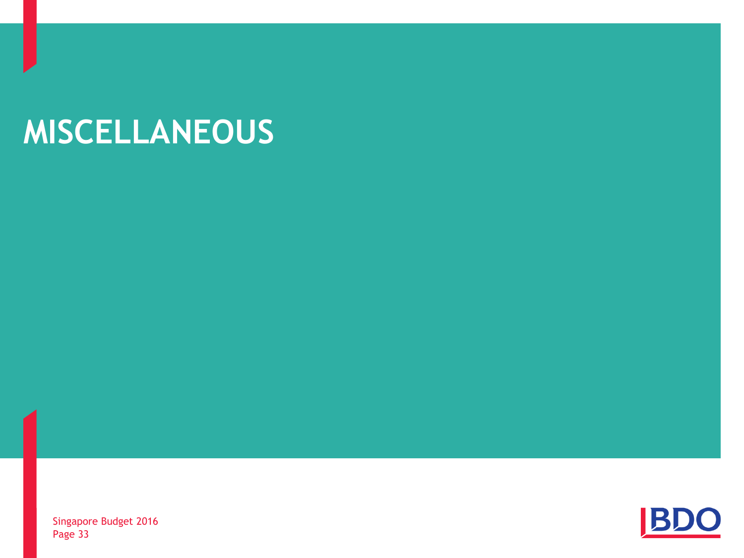# MISCELLANEOUS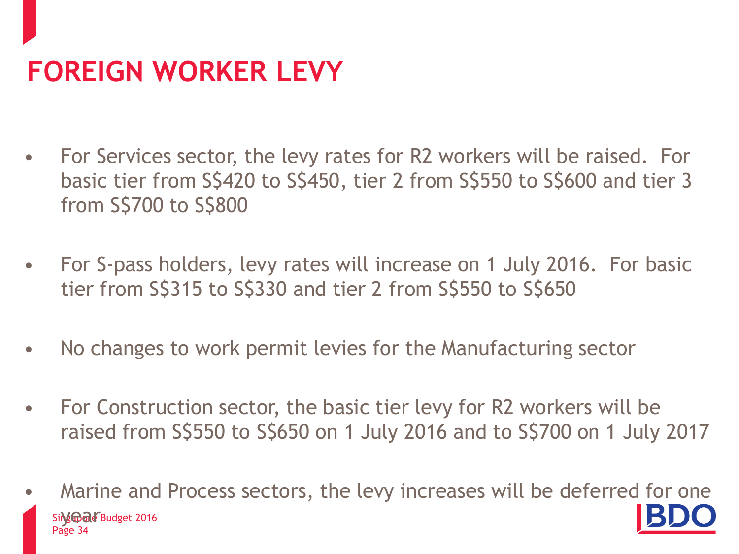# FOREIGN WORKER LEVY

- For Services sector, the levy rates for R2 workers will be raised. For basic tier from S$420 to S$450, tier 2 from S$550 to S$600 and tier 3 from S$700 to S$800
- For S-pass holders, levy rates will increase on 1 July 2016. For basic tier from S$315 to S$330 and tier 2 from S$550 to S$650
- No changes to work permit levies for the Manufacturing sector
- For Construction sector, the basic tier levy for R2 workers will be raised from S$550 to S$650 on 1 July 2016 and to S$700 on 1 July 2017
- Marine and Process sectors, the levy increases will be deferred for one year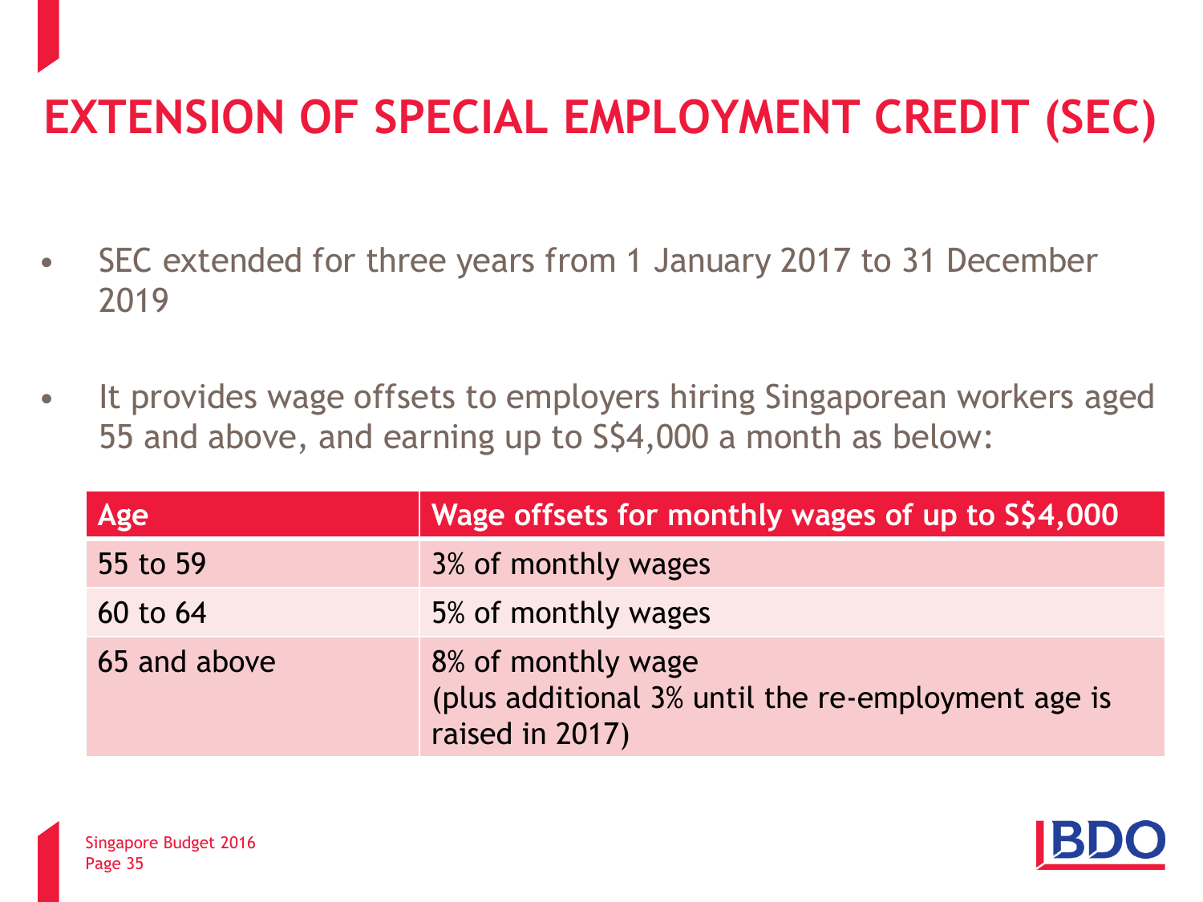# EXTENSION OF SPECIAL EMPLOYMENT CREDIT (SEC)

- SEC extended for three years from 1 January 2017 to 31 December 2019
- It provides wage offsets to employers hiring Singaporean workers aged 55 and above, and earning up to S$4,000 a month as below:

| Age | Wage offsets for monthly wages of up to S$4,000 |
|---|---|
| 55 to 59 | 3% of monthly wages |
| 60 to 64 | 5% of monthly wages |
| 65 and above | 8% of monthly wage<br>(plus additional 3% until the re-employment age is raised in 2017) |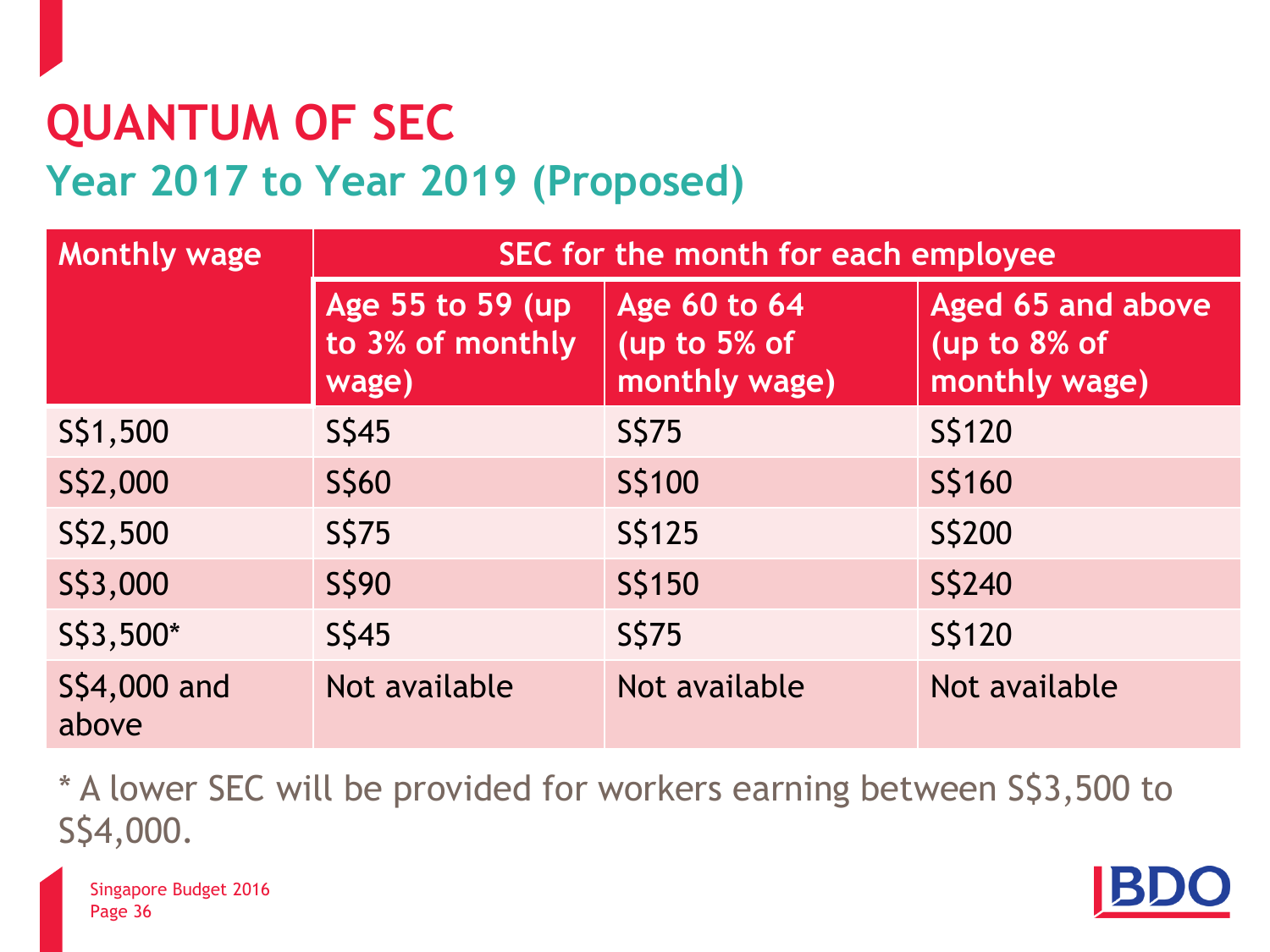# QUANTUM OF SEC

## Year 2017 to Year 2019 (Proposed)

| Monthly wage | SEC for the month for each employee | | |
| --- | --- | --- | --- |
| | Age 55 to 59 (up to 3% of monthly wage) | Age 60 to 64 (up to 5% of monthly wage) | Aged 65 and above (up to 8% of monthly wage) |
| S$1,500 | S$45 | S$75 | S$120 |
| S$2,000 | S$60 | S$100 | S$160 |
| S$2,500 | S$75 | S$125 | S$200 |
| S$3,000 | S$90 | S$150 | S$240 |
| S$3,500* | S$45 | S$75 | S$120 |
| S$4,000 and above | Not available | Not available | Not available |

* A lower SEC will be provided for workers earning between S$3,500 to S$4,000.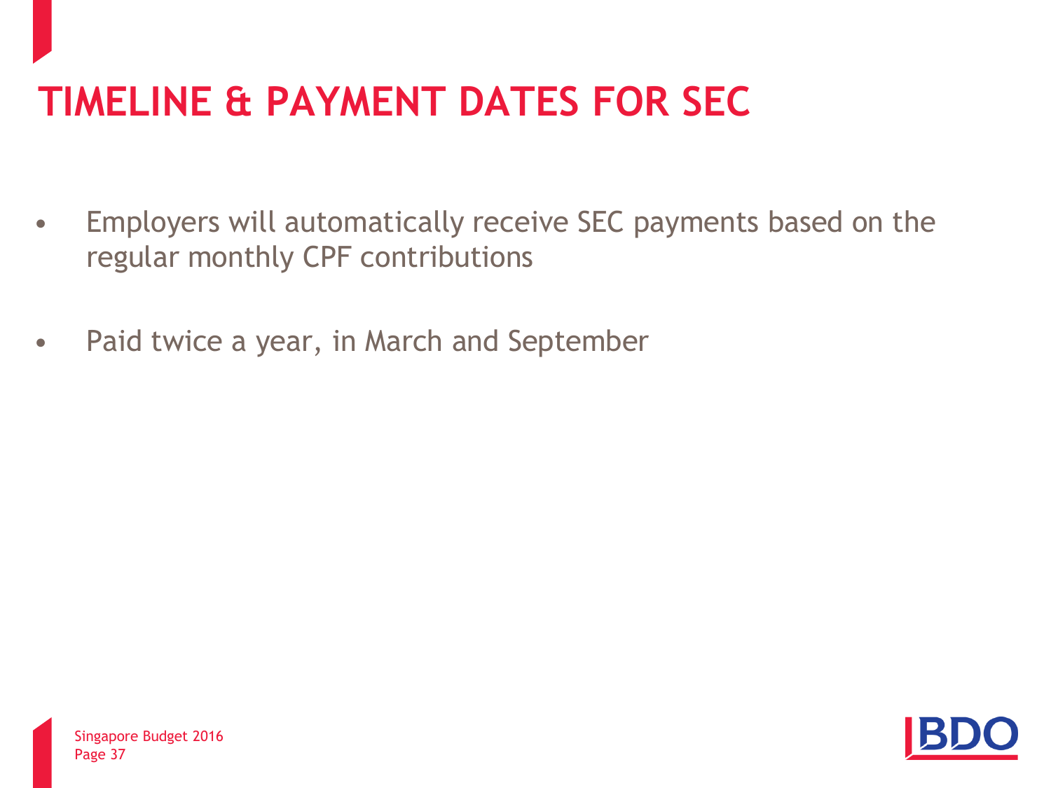# TIMELINE & PAYMENT DATES FOR SEC

- Employers will automatically receive SEC payments based on the regular monthly CPF contributions
- Paid twice a year, in March and September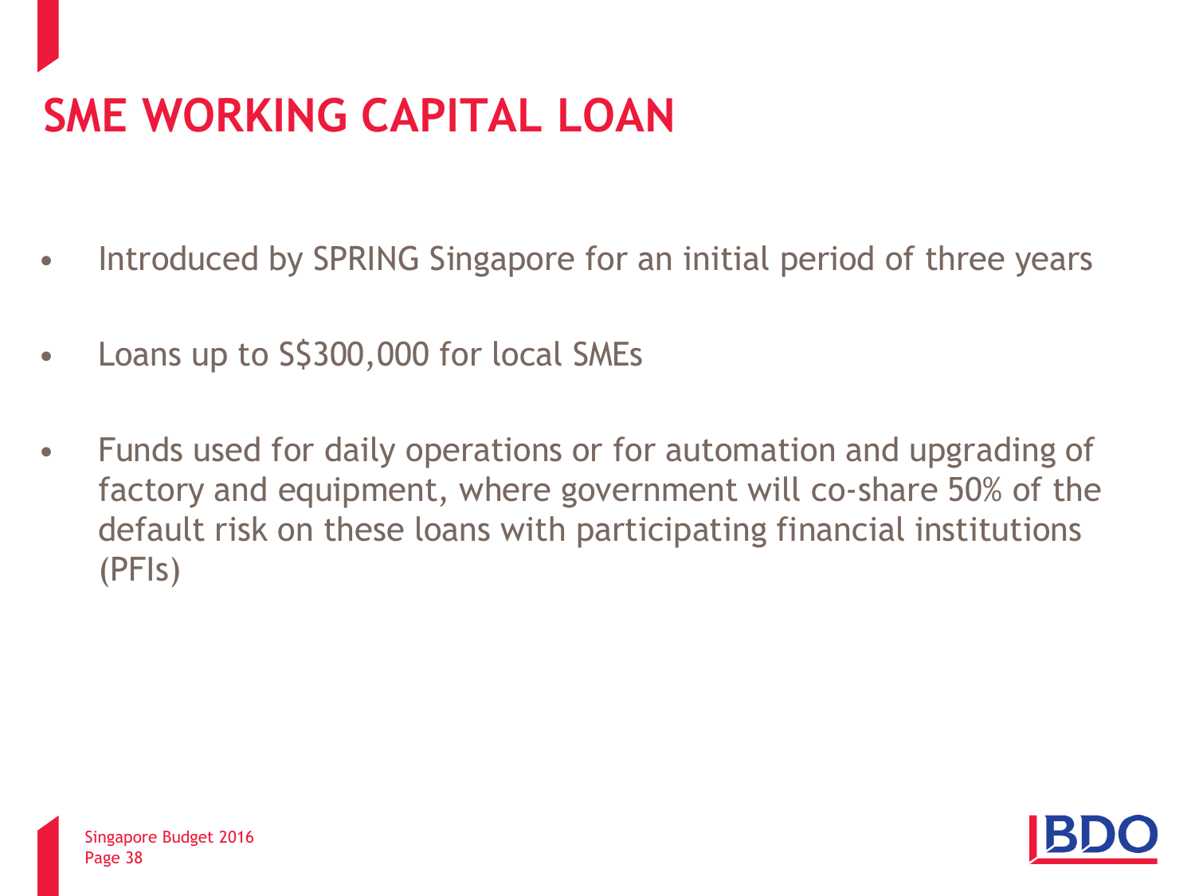# SME WORKING CAPITAL LOAN

- Introduced by SPRING Singapore for an initial period of three years
- Loans up to S$300,000 for local SMEs
- Funds used for daily operations or for automation and upgrading of factory and equipment, where government will co-share 50% of the default risk on these loans with participating financial institutions (PFIs)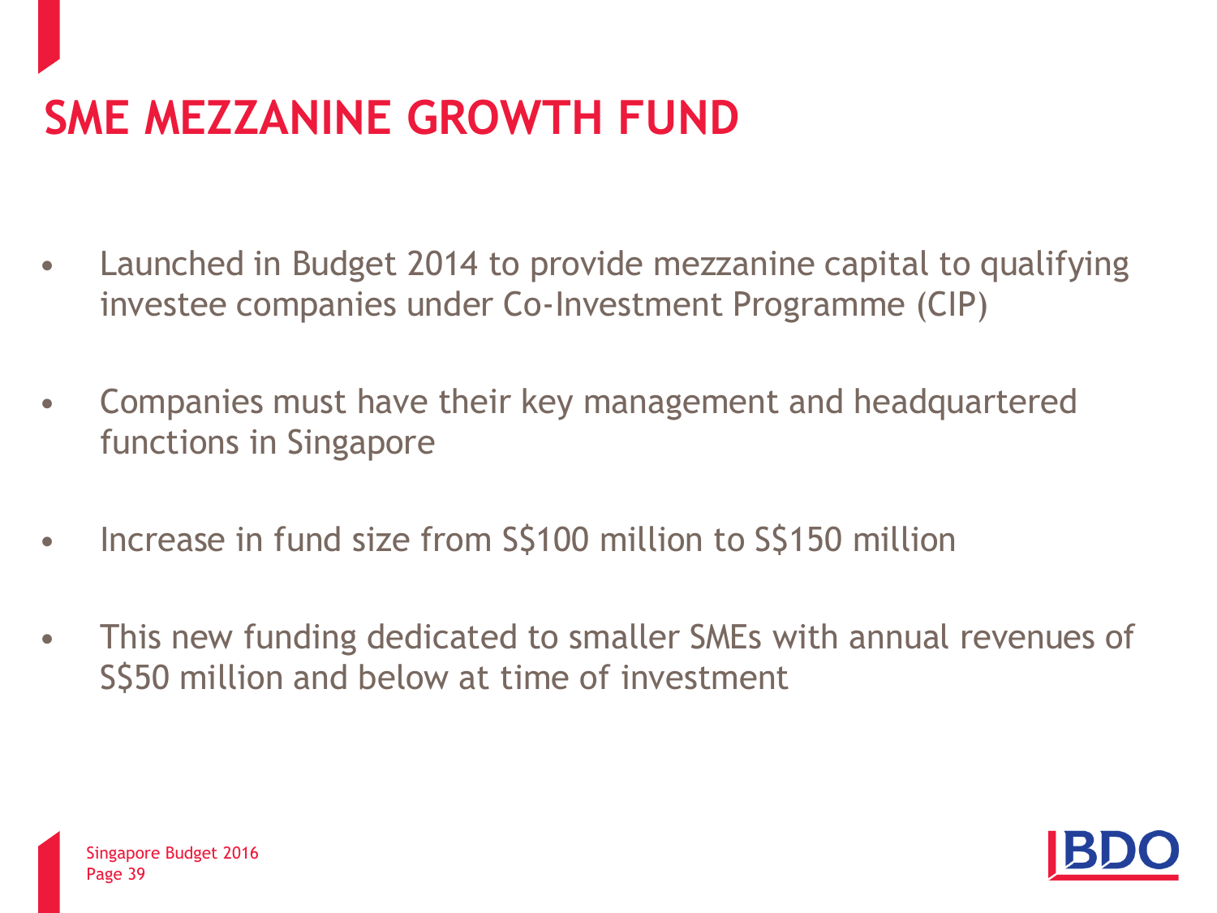# SME MEZZANINE GROWTH FUND

- Launched in Budget 2014 to provide mezzanine capital to qualifying investee companies under Co-Investment Programme (CIP)
- Companies must have their key management and headquartered functions in Singapore
- Increase in fund size from S$100 million to S$150 million
- This new funding dedicated to smaller SMEs with annual revenues of S$50 million and below at time of investment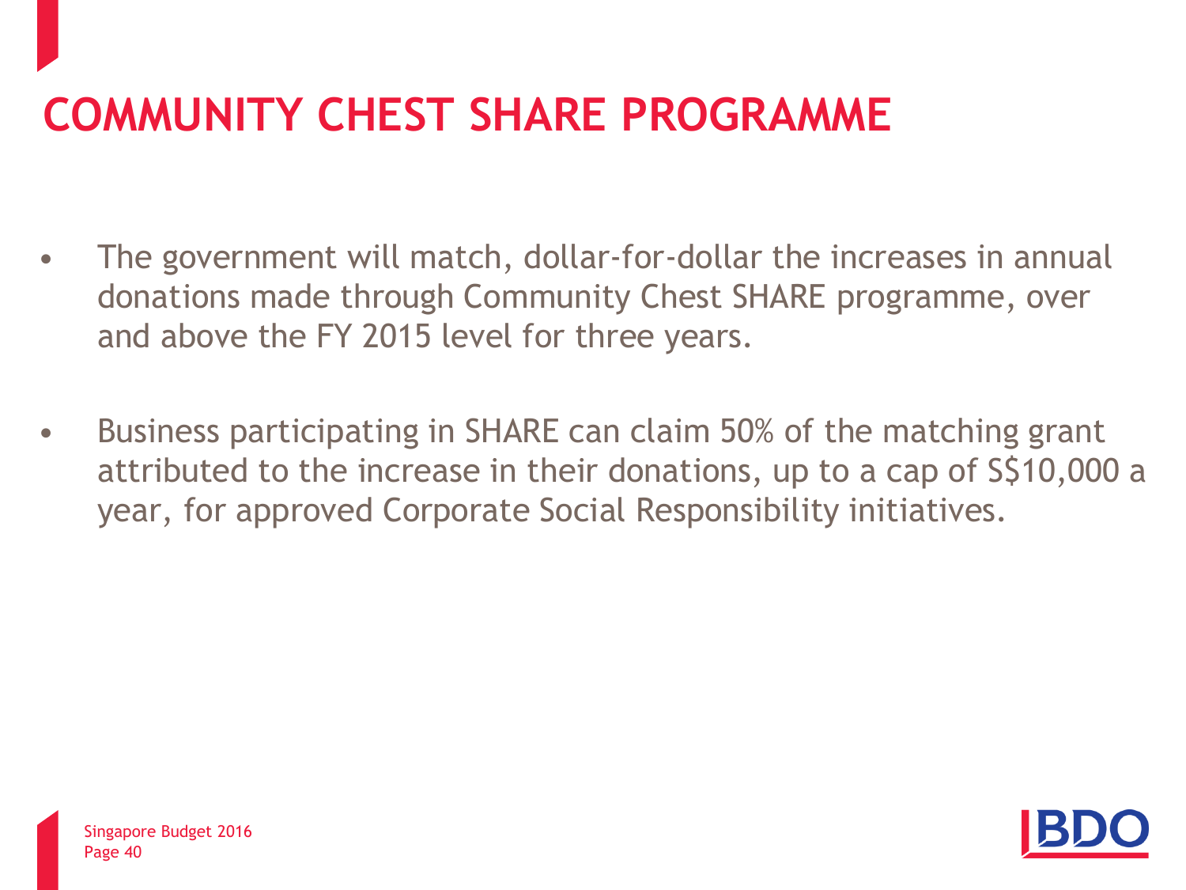# COMMUNITY CHEST SHARE PROGRAMME

- The government will match, dollar-for-dollar the increases in annual donations made through Community Chest SHARE programme, over and above the FY 2015 level for three years.
- Business participating in SHARE can claim 50% of the matching grant attributed to the increase in their donations, up to a cap of S$10,000 a year, for approved Corporate Social Responsibility initiatives.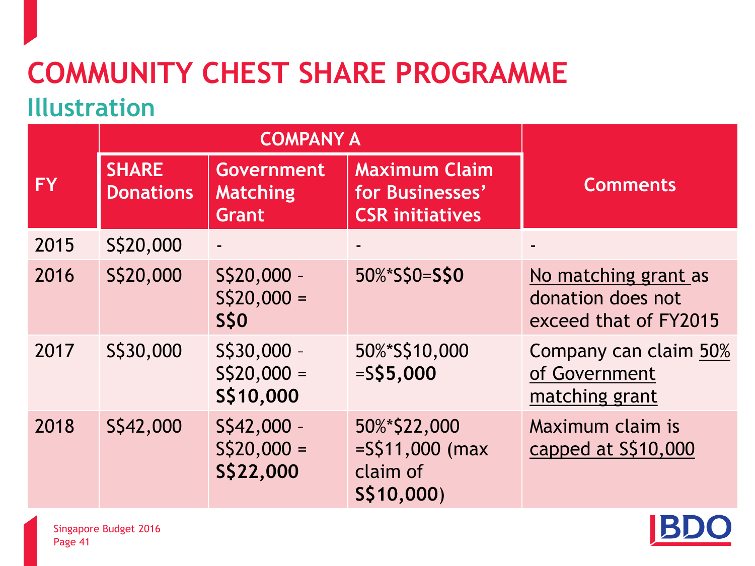# COMMUNITY CHEST SHARE PROGRAMME

## Illustration

| FY | COMPANY A | | | Comments |
|---|---|---|---|---|
| | SHARE Donations | Government Matching Grant | Maximum Claim for Businesses' CSR initiatives | |
| 2015 | S$20,000 | - | - | - |
| 2016 | S$20,000 | S$20,000 – S$20,000 = **S$0** | 50%*S$0=**S$0** | No matching grant as donation does not exceed that of FY2015 |
| 2017 | S$30,000 | S$30,000 – S$20,000 = **S$10,000** | 50%*S$10,000 =S**$5,000** | Company can claim 50% of Government matching grant |
| 2018 | S$42,000 | S$42,000 – S$20,000 = **S$22,000** | 50%*$22,000 =S$11,000 (max claim of **S$10,000**) | Maximum claim is capped at S$10,000 |

Singapore Budget 2016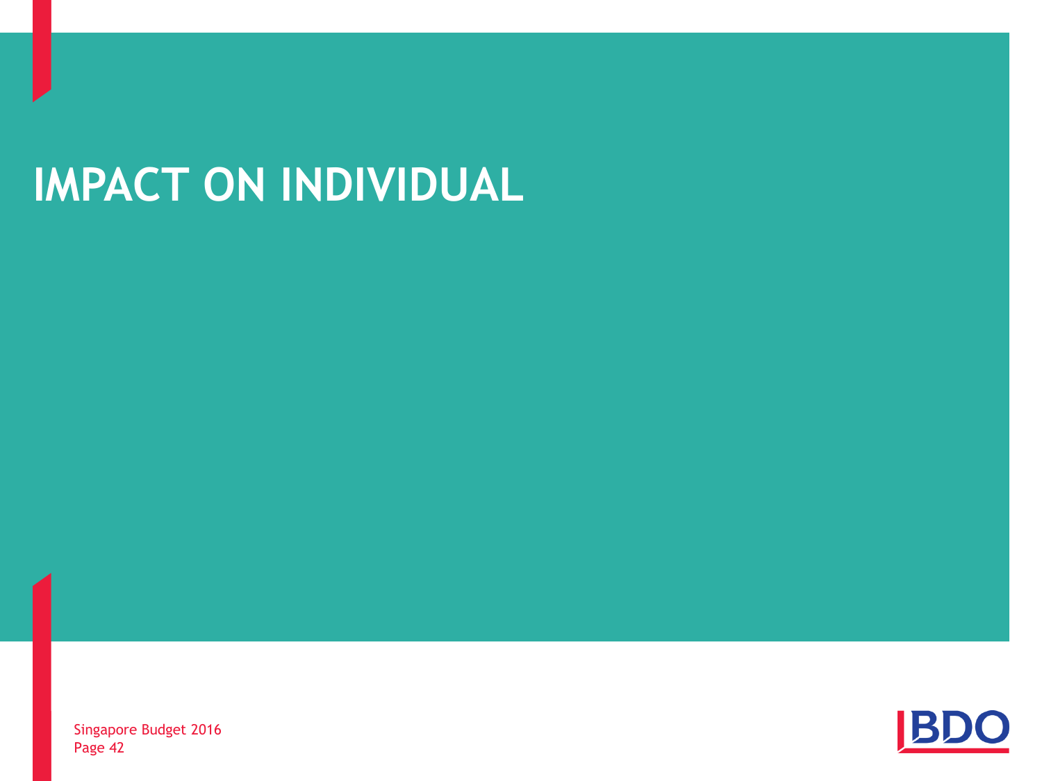# IMPACT ON INDIVIDUAL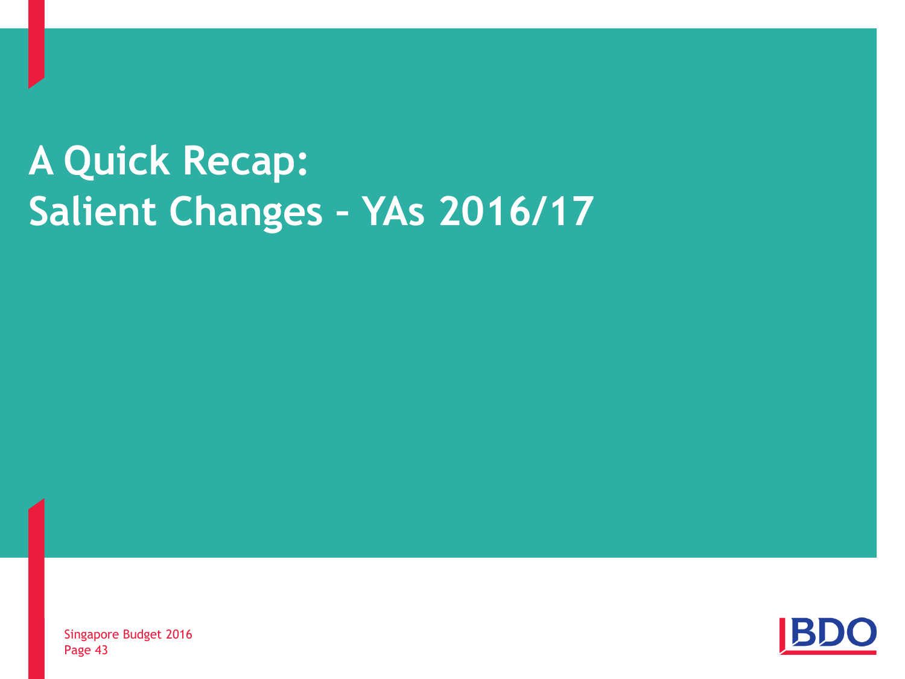# A Quick Recap:
# Salient Changes – YAs 2016/17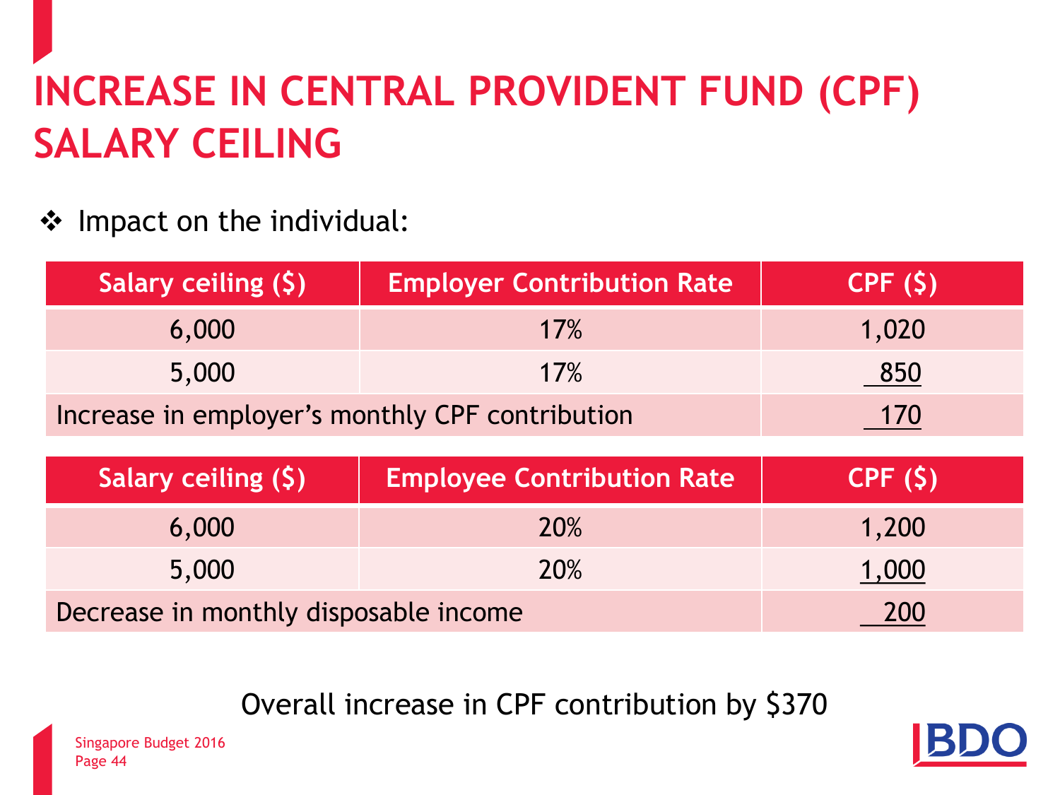# INCREASE IN CENTRAL PROVIDENT FUND (CPF) SALARY CEILING

❖ Impact on the individual:

| Salary ceiling ($) | Employer Contribution Rate | CPF ($) |
|---|---|---|
| 6,000 | 17% | 1,020 |
| 5,000 | 17% | 850 |
| Increase in employer's monthly CPF contribution | | 170 |

| Salary ceiling ($) | Employee Contribution Rate | CPF ($) |
|---|---|---|
| 6,000 | 20% | 1,200 |
| 5,000 | 20% | 1,000 |
| Decrease in monthly disposable income | | 200 |

Overall increase in CPF contribution by $370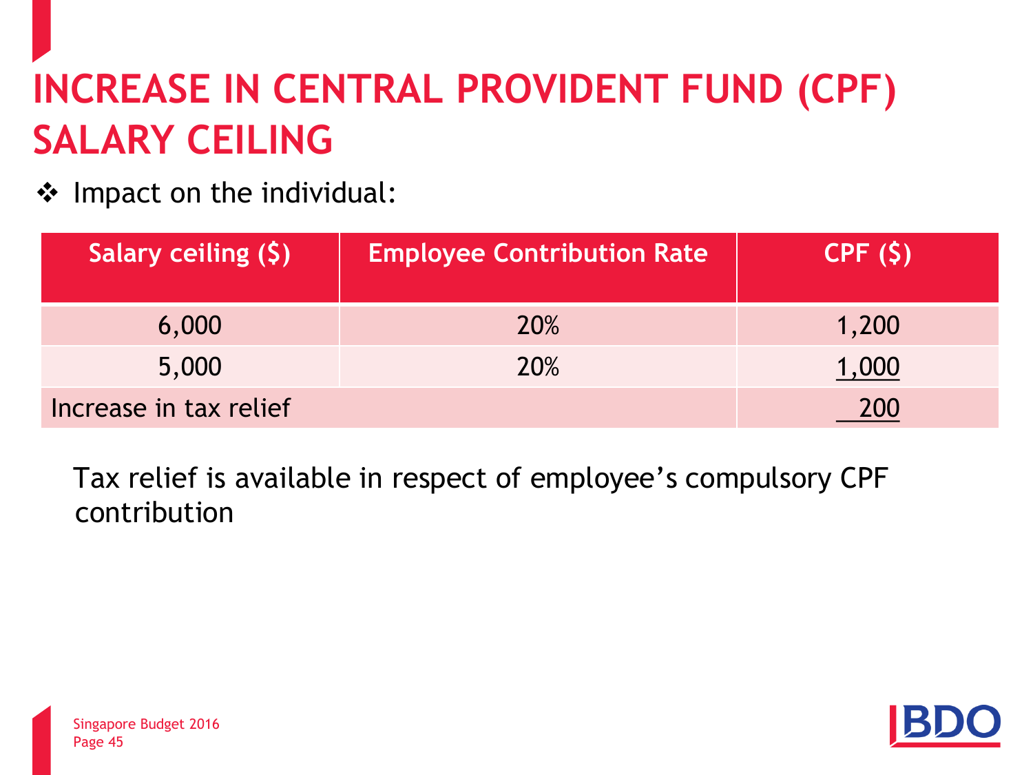# INCREASE IN CENTRAL PROVIDENT FUND (CPF) SALARY CEILING

- Impact on the individual:

| Salary ceiling ($) | Employee Contribution Rate | CPF ($) |
|---|---|---|
| 6,000 | 20% | 1,200 |
| 5,000 | 20% | 1,000 |
| Increase in tax relief | | 200 |

Tax relief is available in respect of employee's compulsory CPF contribution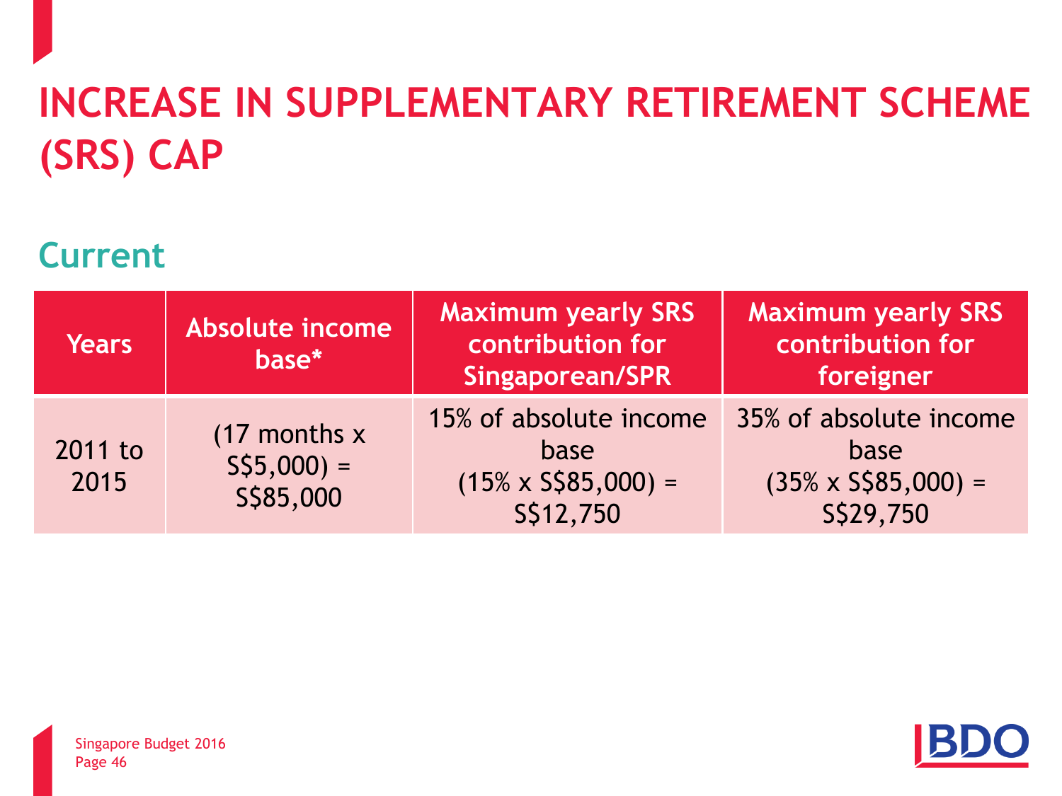# INCREASE IN SUPPLEMENTARY RETIREMENT SCHEME (SRS) CAP

## Current

| Years | Absolute income base* | Maximum yearly SRS contribution for Singaporean/SPR | Maximum yearly SRS contribution for foreigner |
|---|---|---|---|
| 2011 to 2015 | (17 months x S$5,000) = S$85,000 | 15% of absolute income base (15% x S$85,000) = S$12,750 | 35% of absolute income base (35% x S$85,000) = S$29,750 |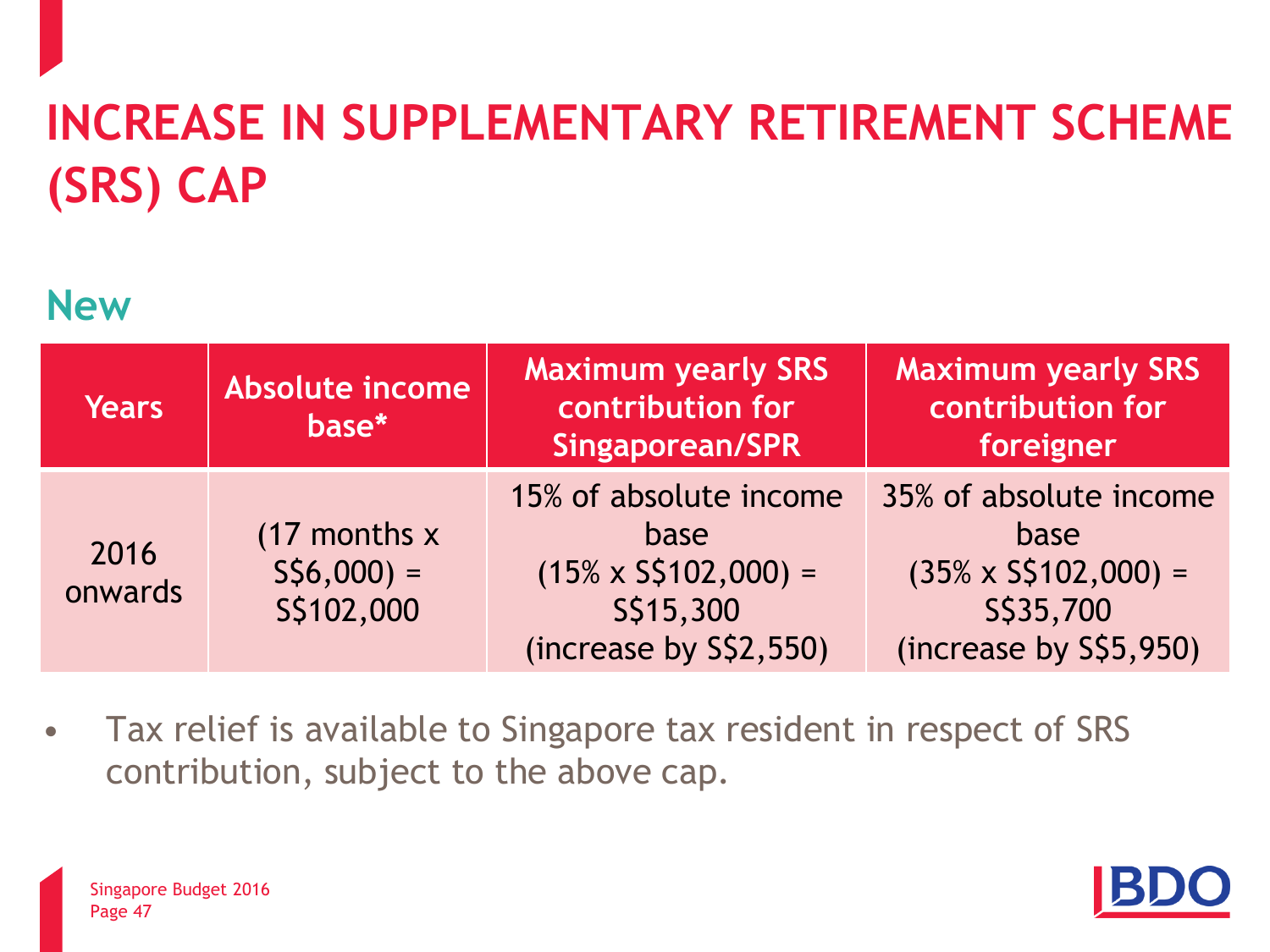# INCREASE IN SUPPLEMENTARY RETIREMENT SCHEME (SRS) CAP

## New

| Years | Absolute income base* | Maximum yearly SRS contribution for Singaporean/SPR | Maximum yearly SRS contribution for foreigner |
|---|---|---|---|
| 2016 onwards | (17 months x S$6,000) = S$102,000 | 15% of absolute income base (15% x S$102,000) = S$15,300 (increase by S$2,550) | 35% of absolute income base (35% x S$102,000) = S$35,700 (increase by S$5,950) |

- Tax relief is available to Singapore tax resident in respect of SRS contribution, subject to the above cap.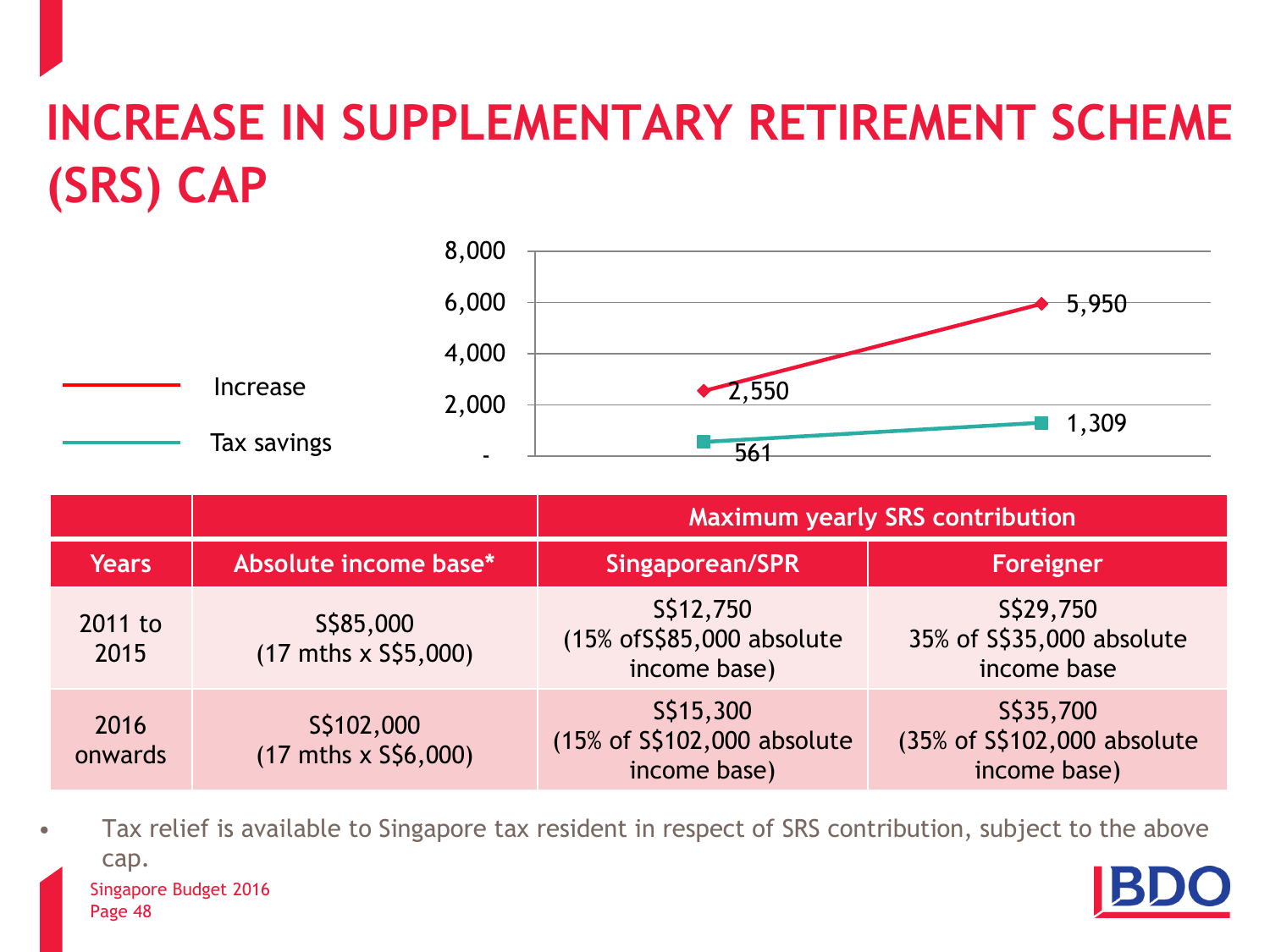# INCREASE IN SUPPLEMENTARY RETIREMENT SCHEME (SRS) CAP

| | Increase | Tax savings |
|---|---|---|
| Point 1 | 2,550 | 561 |
| Point 2 | 5,950 | 1,309 |

| | | Maximum yearly SRS contribution | |
|---|---|---|---|
| **Years** | **Absolute income base*** | **Singaporean/SPR** | **Foreigner** |
| 2011 to 2015 | S$85,000 (17 mths x S$5,000) | S$12,750 (15% ofS$85,000 absolute income base) | S$29,750 35% of S$35,000 absolute income base |
| 2016 onwards | S$102,000 (17 mths x S$6,000) | S$15,300 (15% of S$102,000 absolute income base) | S$35,700 (35% of S$102,000 absolute income base) |

- Tax relief is available to Singapore tax resident in respect of SRS contribution, subject to the above cap.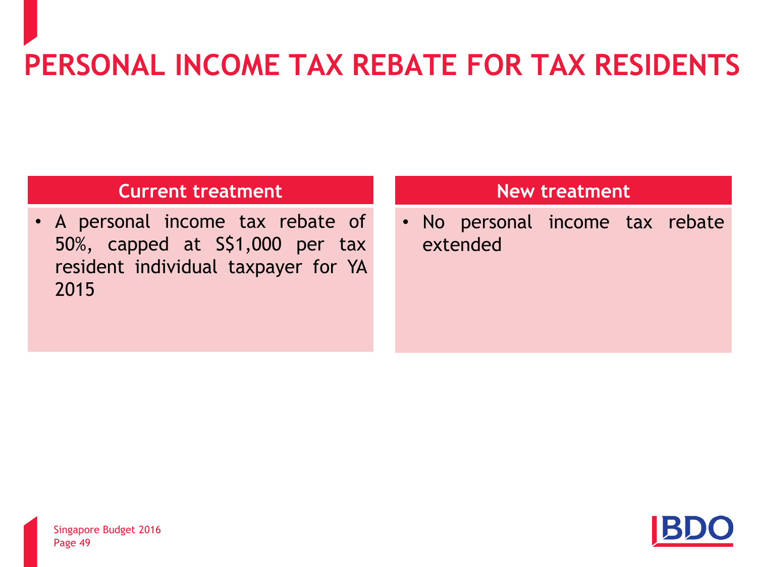# PERSONAL INCOME TAX REBATE FOR TAX RESIDENTS

| Current treatment | New treatment |
| --- | --- |
| • A personal income tax rebate of 50%, capped at S$1,000 per tax resident individual taxpayer for YA 2015 | • No personal income tax rebate extended |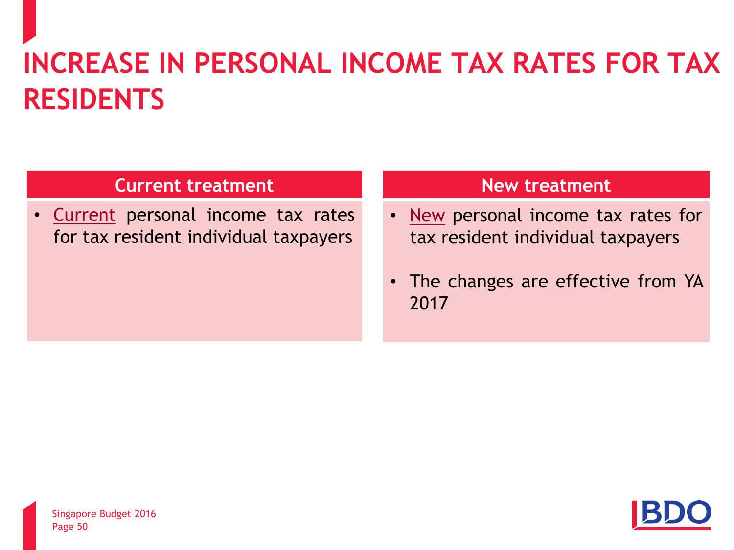# INCREASE IN PERSONAL INCOME TAX RATES FOR TAX RESIDENTS

| Current treatment | New treatment |
|---|---|
| • Current personal income tax rates for tax resident individual taxpayers | • New personal income tax rates for tax resident individual taxpayers<br>• The changes are effective from YA 2017 |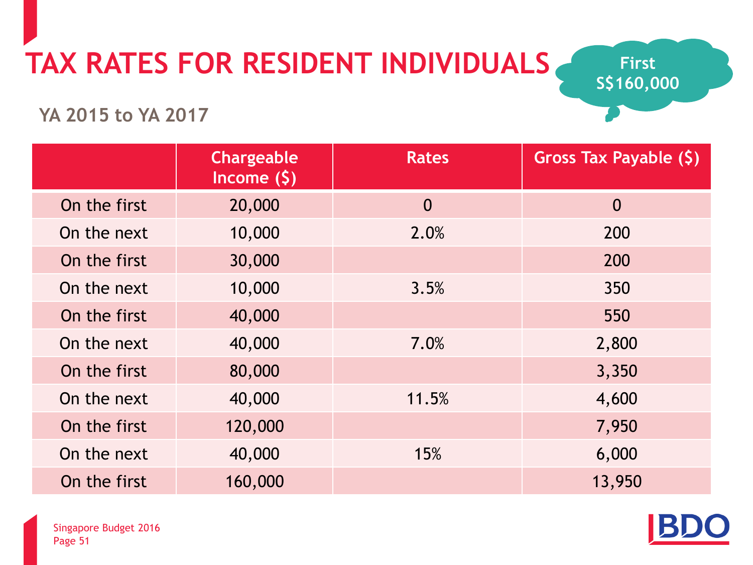# TAX RATES FOR RESIDENT INDIVIDUALS

First S$160,000

## YA 2015 to YA 2017

| | Chargeable Income ($) | Rates | Gross Tax Payable ($) |
|---|---|---|---|
| On the first | 20,000 | 0 | 0 |
| On the next | 10,000 | 2.0% | 200 |
| On the first | 30,000 | | 200 |
| On the next | 10,000 | 3.5% | 350 |
| On the first | 40,000 | | 550 |
| On the next | 40,000 | 7.0% | 2,800 |
| On the first | 80,000 | | 3,350 |
| On the next | 40,000 | 11.5% | 4,600 |
| On the first | 120,000 | | 7,950 |
| On the next | 40,000 | 15% | 6,000 |
| On the first | 160,000 | | 13,950 |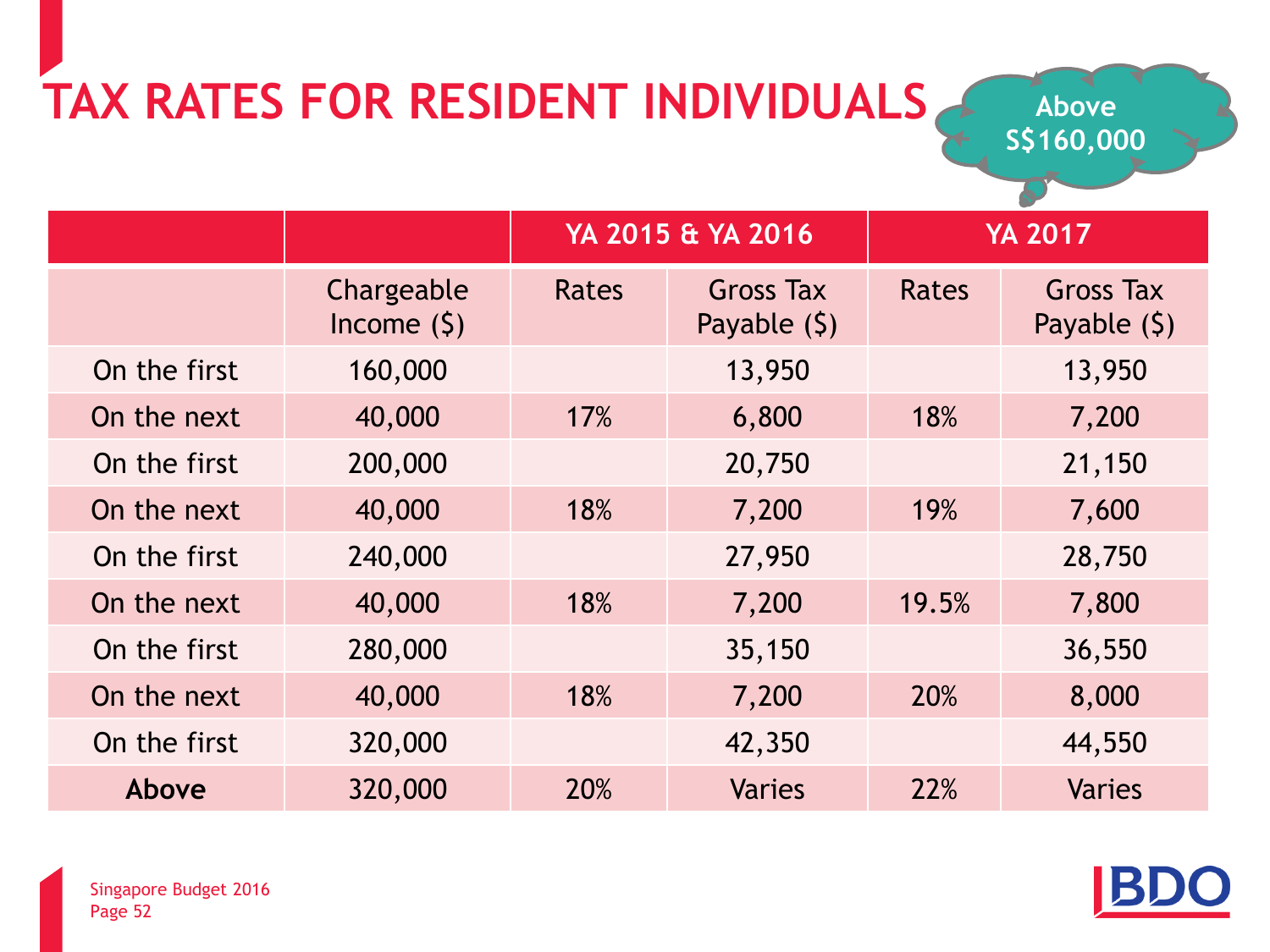# TAX RATES FOR RESIDENT INDIVIDUALS

Above S$160,000

| | | YA 2015 & YA 2016 | | YA 2017 | |
|---|---|---|---|---|---|
| | Chargeable Income ($) | Rates | Gross Tax Payable ($) | Rates | Gross Tax Payable ($) |
| On the first | 160,000 | | 13,950 | | 13,950 |
| On the next | 40,000 | 17% | 6,800 | 18% | 7,200 |
| On the first | 200,000 | | 20,750 | | 21,150 |
| On the next | 40,000 | 18% | 7,200 | 19% | 7,600 |
| On the first | 240,000 | | 27,950 | | 28,750 |
| On the next | 40,000 | 18% | 7,200 | 19.5% | 7,800 |
| On the first | 280,000 | | 35,150 | | 36,550 |
| On the next | 40,000 | 18% | 7,200 | 20% | 8,000 |
| On the first | 320,000 | | 42,350 | | 44,550 |
| **Above** | 320,000 | 20% | Varies | 22% | Varies |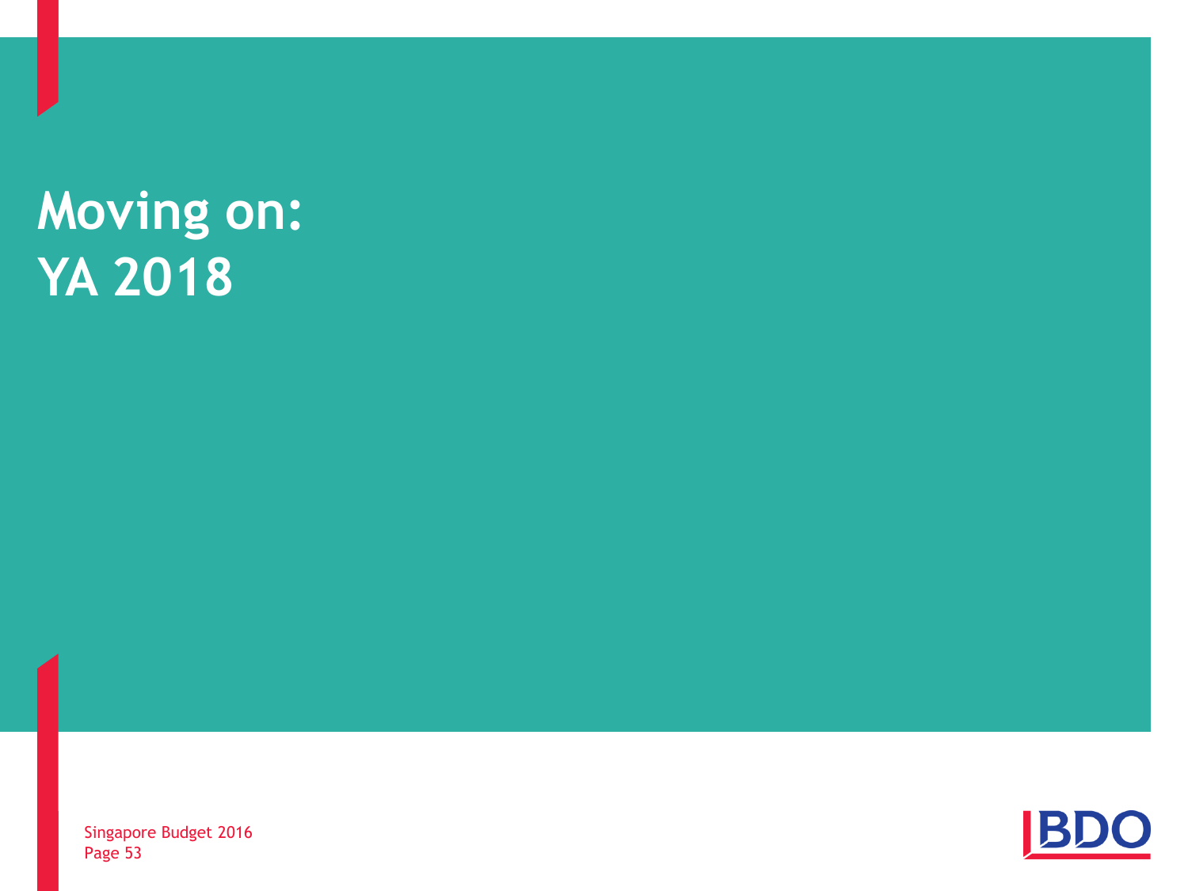# Moving on: YA 2018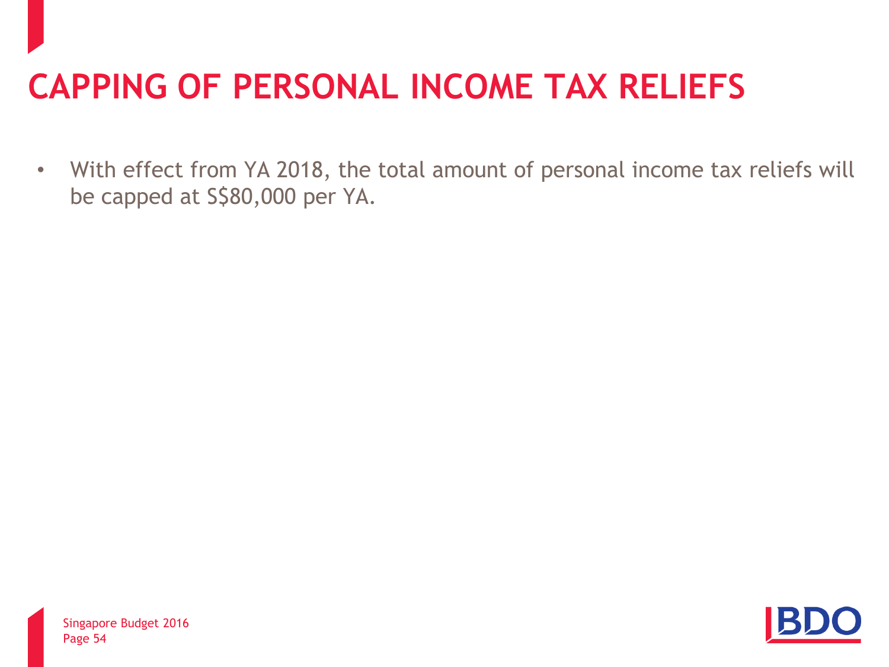# CAPPING OF PERSONAL INCOME TAX RELIEFS

- With effect from YA 2018, the total amount of personal income tax reliefs will be capped at S$80,000 per YA.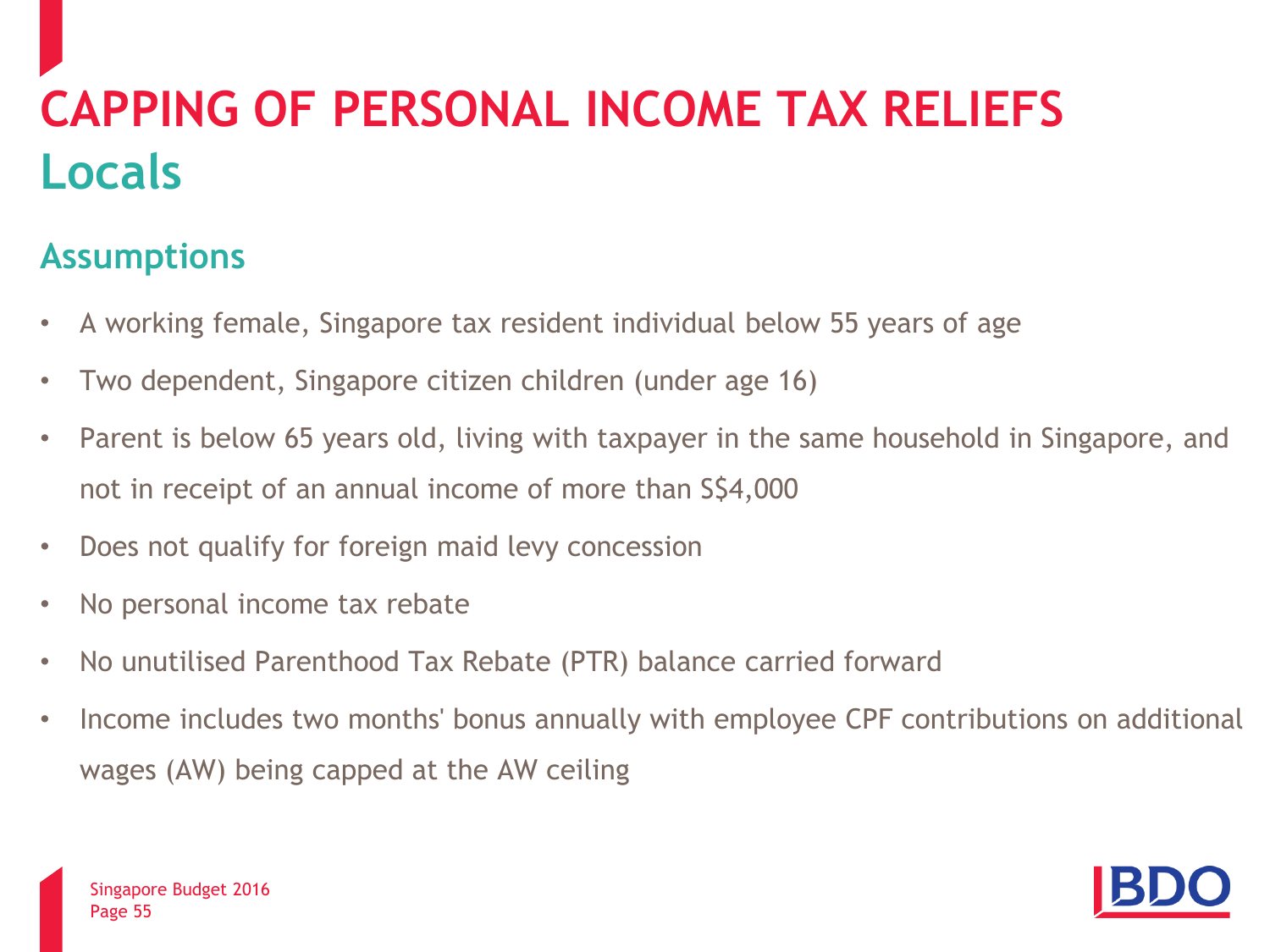# CAPPING OF PERSONAL INCOME TAX RELIEFS

## Locals

### Assumptions

- A working female, Singapore tax resident individual below 55 years of age
- Two dependent, Singapore citizen children (under age 16)
- Parent is below 65 years old, living with taxpayer in the same household in Singapore, and not in receipt of an annual income of more than S$4,000
- Does not qualify for foreign maid levy concession
- No personal income tax rebate
- No unutilised Parenthood Tax Rebate (PTR) balance carried forward
- Income includes two months' bonus annually with employee CPF contributions on additional wages (AW) being capped at the AW ceiling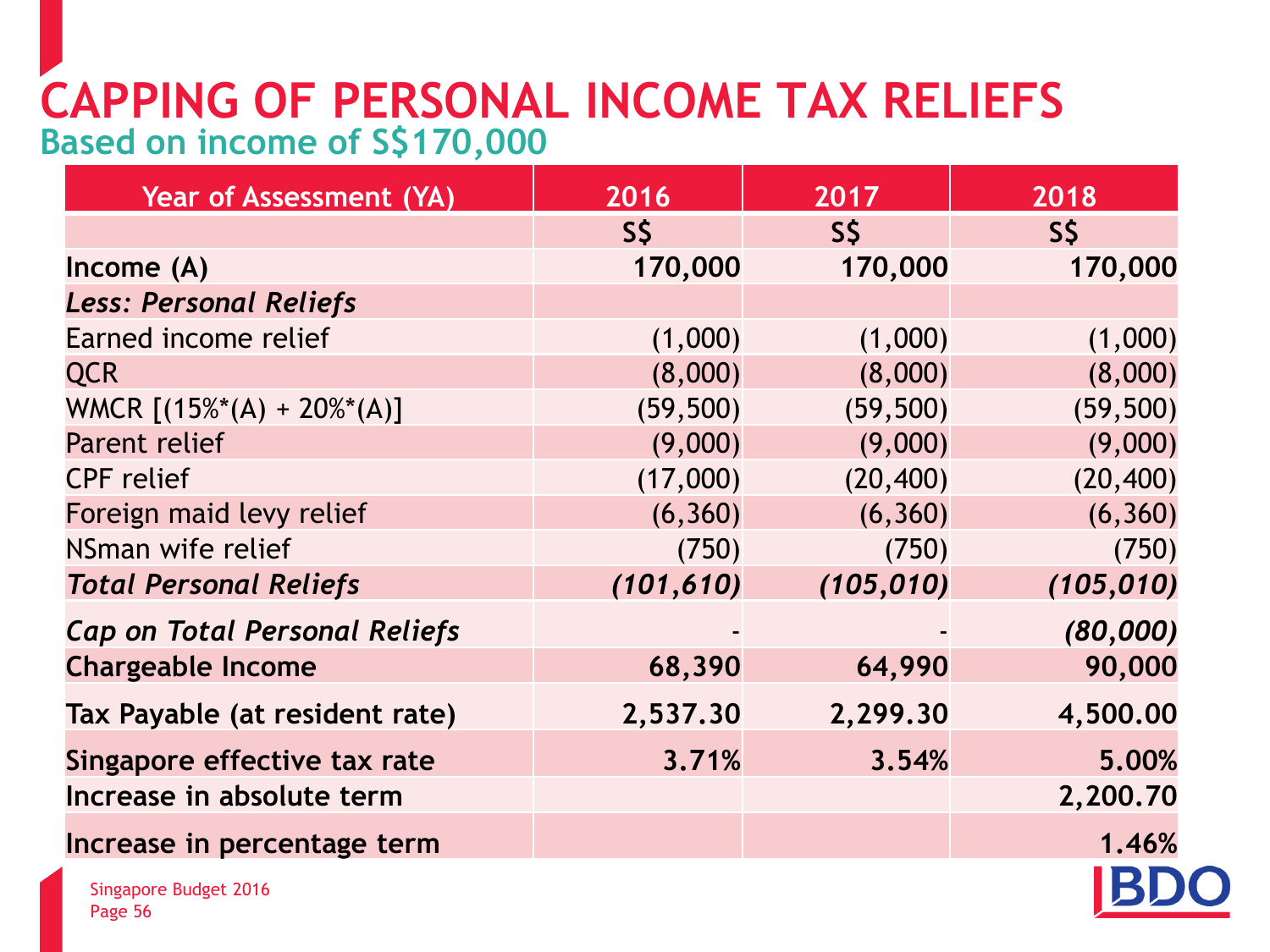# CAPPING OF PERSONAL INCOME TAX RELIEFS

## Based on income of S$170,000

| Year of Assessment (YA) | 2016 | 2017 | 2018 |
|---|---|---|---|
| | S$ | S$ | S$ |
| **Income (A)** | **170,000** | **170,000** | **170,000** |
| ***Less: Personal Reliefs*** | | | |
| Earned income relief | (1,000) | (1,000) | (1,000) |
| QCR | (8,000) | (8,000) | (8,000) |
| WMCR [(15%*(A) + 20%*(A)] | (59,500) | (59,500) | (59,500) |
| Parent relief | (9,000) | (9,000) | (9,000) |
| CPF relief | (17,000) | (20,400) | (20,400) |
| Foreign maid levy relief | (6,360) | (6,360) | (6,360) |
| NSman wife relief | (750) | (750) | (750) |
| ***Total Personal Reliefs*** | ***(101,610)*** | ***(105,010)*** | ***(105,010)*** |
| ***Cap on Total Personal Reliefs*** | - | - | ***(80,000)*** |
| **Chargeable Income** | **68,390** | **64,990** | **90,000** |
| **Tax Payable (at resident rate)** | **2,537.30** | **2,299.30** | **4,500.00** |
| **Singapore effective tax rate** | **3.71%** | **3.54%** | **5.00%** |
| **Increase in absolute term** | | | **2,200.70** |
| **Increase in percentage term** | | | **1.46%** |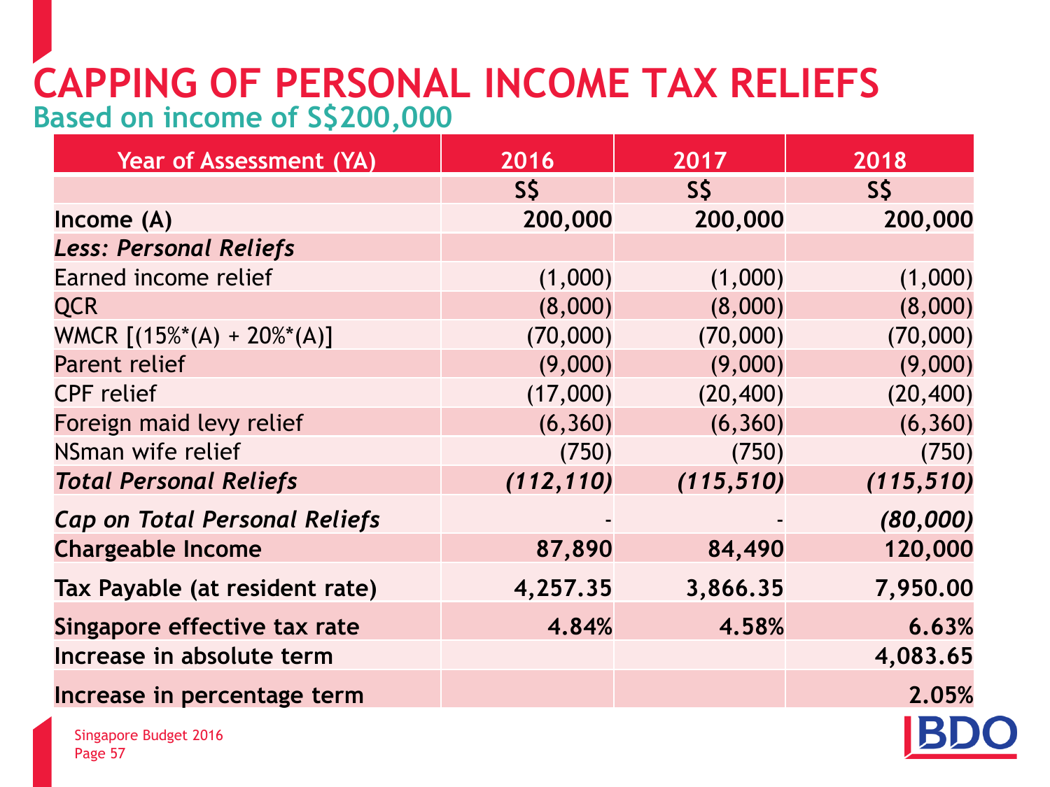# CAPPING OF PERSONAL INCOME TAX RELIEFS

## Based on income of S$200,000

| Year of Assessment (YA) | 2016 | 2017 | 2018 |
|---|---|---|---|
| | S$ | S$ | S$ |
| **Income (A)** | **200,000** | **200,000** | **200,000** |
| ***Less: Personal Reliefs*** | | | |
| Earned income relief | (1,000) | (1,000) | (1,000) |
| QCR | (8,000) | (8,000) | (8,000) |
| WMCR [(15%*(A) + 20%*(A)] | (70,000) | (70,000) | (70,000) |
| Parent relief | (9,000) | (9,000) | (9,000) |
| CPF relief | (17,000) | (20,400) | (20,400) |
| Foreign maid levy relief | (6,360) | (6,360) | (6,360) |
| NSman wife relief | (750) | (750) | (750) |
| ***Total Personal Reliefs*** | ***(112,110)*** | ***(115,510)*** | ***(115,510)*** |
| ***Cap on Total Personal Reliefs*** | - | - | ***(80,000)*** |
| **Chargeable Income** | **87,890** | **84,490** | **120,000** |
| **Tax Payable (at resident rate)** | **4,257.35** | **3,866.35** | **7,950.00** |
| **Singapore effective tax rate** | **4.84%** | **4.58%** | **6.63%** |
| **Increase in absolute term** | | | **4,083.65** |
| **Increase in percentage term** | | | **2.05%** |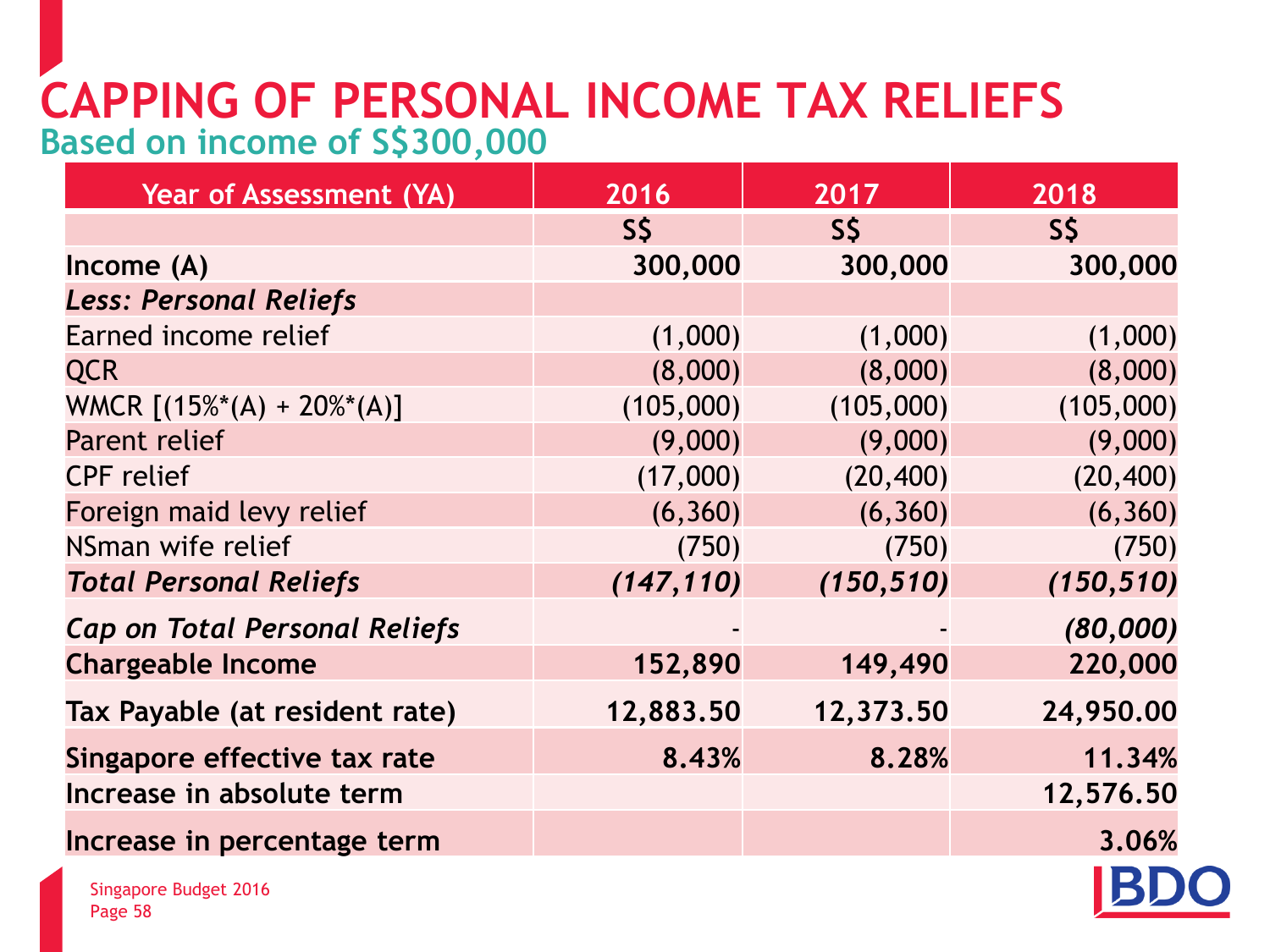# CAPPING OF PERSONAL INCOME TAX RELIEFS

## Based on income of S$300,000

| Year of Assessment (YA) | 2016 | 2017 | 2018 |
|---|---|---|---|
| | S$ | S$ | S$ |
| **Income (A)** | **300,000** | **300,000** | **300,000** |
| ***Less: Personal Reliefs*** | | | |
| Earned income relief | (1,000) | (1,000) | (1,000) |
| QCR | (8,000) | (8,000) | (8,000) |
| WMCR [(15%*(A) + 20%*(A)] | (105,000) | (105,000) | (105,000) |
| Parent relief | (9,000) | (9,000) | (9,000) |
| CPF relief | (17,000) | (20,400) | (20,400) |
| Foreign maid levy relief | (6,360) | (6,360) | (6,360) |
| NSman wife relief | (750) | (750) | (750) |
| ***Total Personal Reliefs*** | ***(147,110)*** | ***(150,510)*** | ***(150,510)*** |
| ***Cap on Total Personal Reliefs*** | - | - | ***(80,000)*** |
| **Chargeable Income** | **152,890** | **149,490** | **220,000** |
| **Tax Payable (at resident rate)** | **12,883.50** | **12,373.50** | **24,950.00** |
| **Singapore effective tax rate** | **8.43%** | **8.28%** | **11.34%** |
| **Increase in absolute term** | | | **12,576.50** |
| **Increase in percentage term** | | | **3.06%** |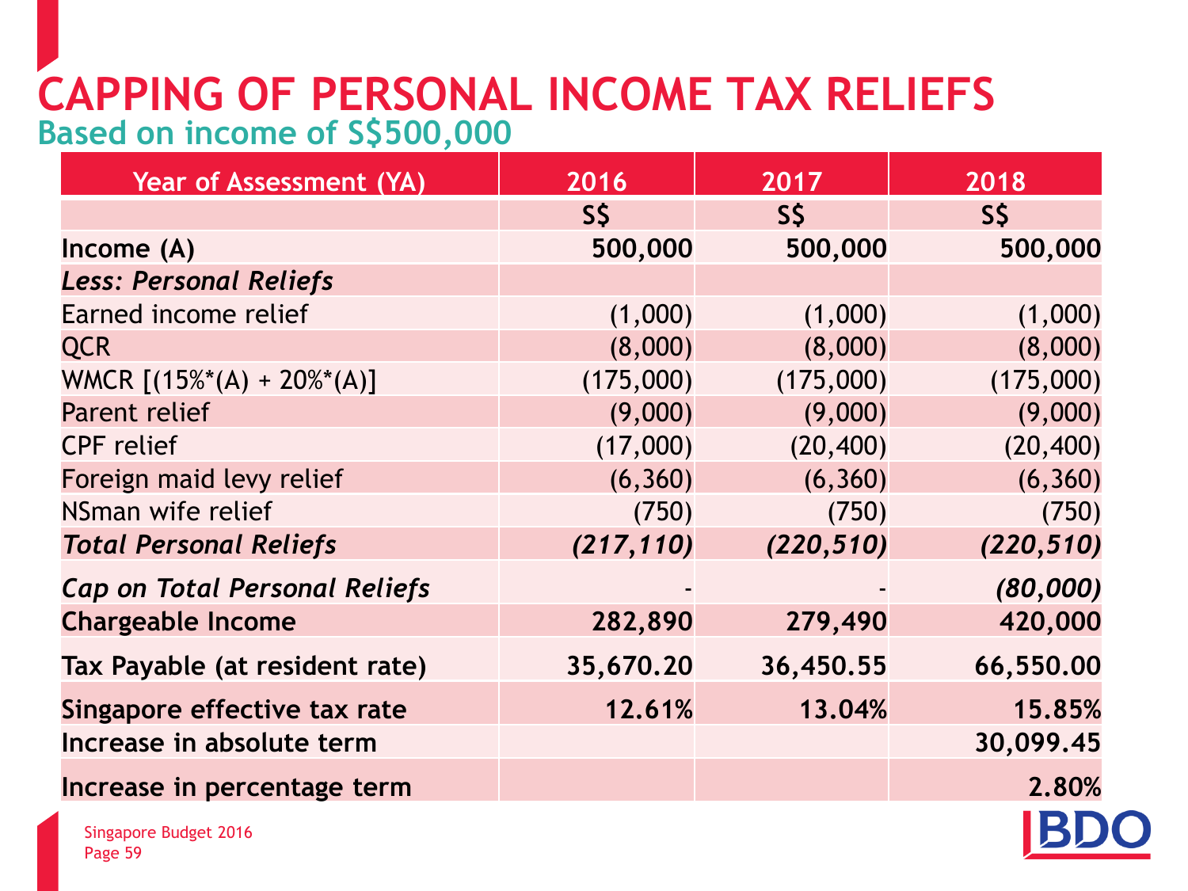# CAPPING OF PERSONAL INCOME TAX RELIEFS

## Based on income of S$500,000

| Year of Assessment (YA) | 2016 | 2017 | 2018 |
|---|---|---|---|
| | S$ | S$ | S$ |
| **Income (A)** | **500,000** | **500,000** | **500,000** |
| ***Less: Personal Reliefs*** | | | |
| Earned income relief | (1,000) | (1,000) | (1,000) |
| QCR | (8,000) | (8,000) | (8,000) |
| WMCR [(15%*(A) + 20%*(A)] | (175,000) | (175,000) | (175,000) |
| Parent relief | (9,000) | (9,000) | (9,000) |
| CPF relief | (17,000) | (20,400) | (20,400) |
| Foreign maid levy relief | (6,360) | (6,360) | (6,360) |
| NSman wife relief | (750) | (750) | (750) |
| ***Total Personal Reliefs*** | ***(217,110)*** | ***(220,510)*** | ***(220,510)*** |
| ***Cap on Total Personal Reliefs*** | - | - | ***(80,000)*** |
| **Chargeable Income** | **282,890** | **279,490** | **420,000** |
| **Tax Payable (at resident rate)** | **35,670.20** | **36,450.55** | **66,550.00** |
| **Singapore effective tax rate** | **12.61%** | **13.04%** | **15.85%** |
| **Increase in absolute term** | | | **30,099.45** |
| **Increase in percentage term** | | | **2.80%** |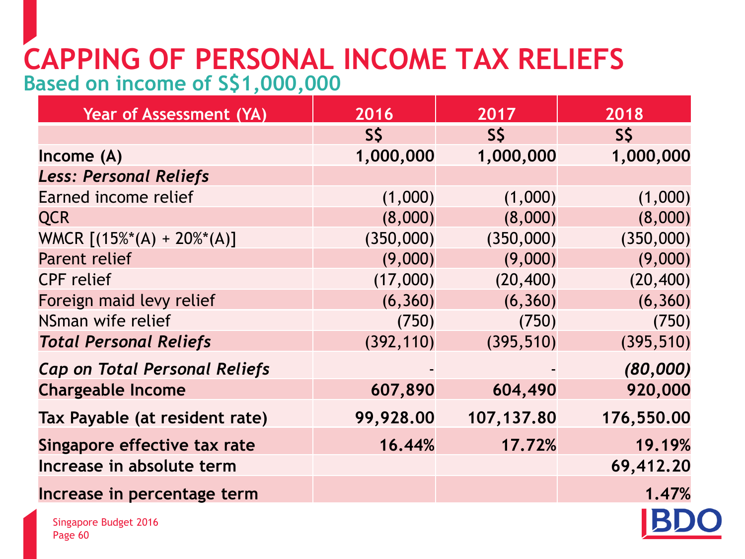# CAPPING OF PERSONAL INCOME TAX RELIEFS

## Based on income of S$1,000,000

| Year of Assessment (YA) | 2016 | 2017 | 2018 |
|---|---|---|---|
| | S$ | S$ | S$ |
| **Income (A)** | **1,000,000** | **1,000,000** | **1,000,000** |
| ***Less: Personal Reliefs*** | | | |
| Earned income relief | (1,000) | (1,000) | (1,000) |
| QCR | (8,000) | (8,000) | (8,000) |
| WMCR [(15%*(A) + 20%*(A)] | (350,000) | (350,000) | (350,000) |
| Parent relief | (9,000) | (9,000) | (9,000) |
| CPF relief | (17,000) | (20,400) | (20,400) |
| Foreign maid levy relief | (6,360) | (6,360) | (6,360) |
| NSman wife relief | (750) | (750) | (750) |
| ***Total Personal Reliefs*** | (392,110) | (395,510) | (395,510) |
| ***Cap on Total Personal Reliefs*** | - | - | ***(80,000)*** |
| **Chargeable Income** | **607,890** | **604,490** | **920,000** |
| **Tax Payable (at resident rate)** | **99,928.00** | **107,137.80** | **176,550.00** |
| **Singapore effective tax rate** | **16.44%** | **17.72%** | **19.19%** |
| **Increase in absolute term** | | | **69,412.20** |
| **Increase in percentage term** | | | **1.47%** |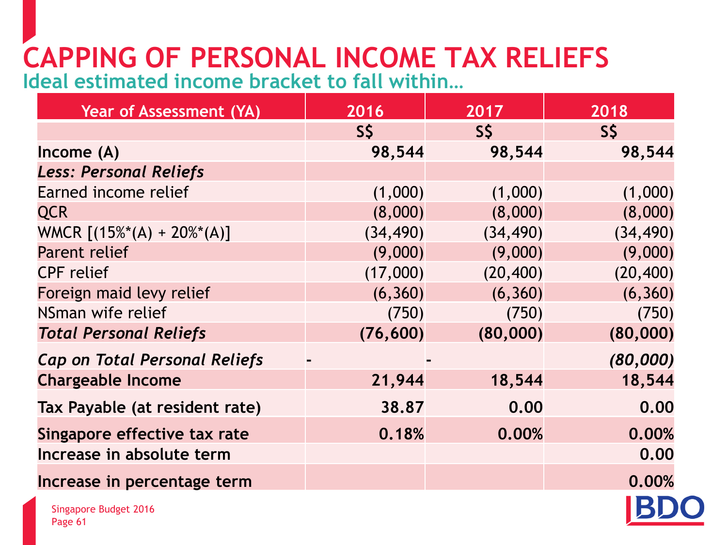# CAPPING OF PERSONAL INCOME TAX RELIEFS

## Ideal estimated income bracket to fall within…

| Year of Assessment (YA) | 2016 | 2017 | 2018 |
|---|---|---|---|
| | S$ | S$ | S$ |
| **Income (A)** | **98,544** | **98,544** | **98,544** |
| ***Less: Personal Reliefs*** | | | |
| Earned income relief | (1,000) | (1,000) | (1,000) |
| QCR | (8,000) | (8,000) | (8,000) |
| WMCR [(15%*(A) + 20%*(A)] | (34,490) | (34,490) | (34,490) |
| Parent relief | (9,000) | (9,000) | (9,000) |
| CPF relief | (17,000) | (20,400) | (20,400) |
| Foreign maid levy relief | (6,360) | (6,360) | (6,360) |
| NSman wife relief | (750) | (750) | (750) |
| ***Total Personal Reliefs*** | **(76,600)** | **(80,000)** | **(80,000)** |
| ***Cap on Total Personal Reliefs*** | - | - | ***(80,000)*** |
| **Chargeable Income** | **21,944** | **18,544** | **18,544** |
| **Tax Payable (at resident rate)** | **38.87** | **0.00** | **0.00** |
| **Singapore effective tax rate** | **0.18%** | **0.00%** | **0.00%** |
| **Increase in absolute term** | | | **0.00** |
| **Increase in percentage term** | | | **0.00%** |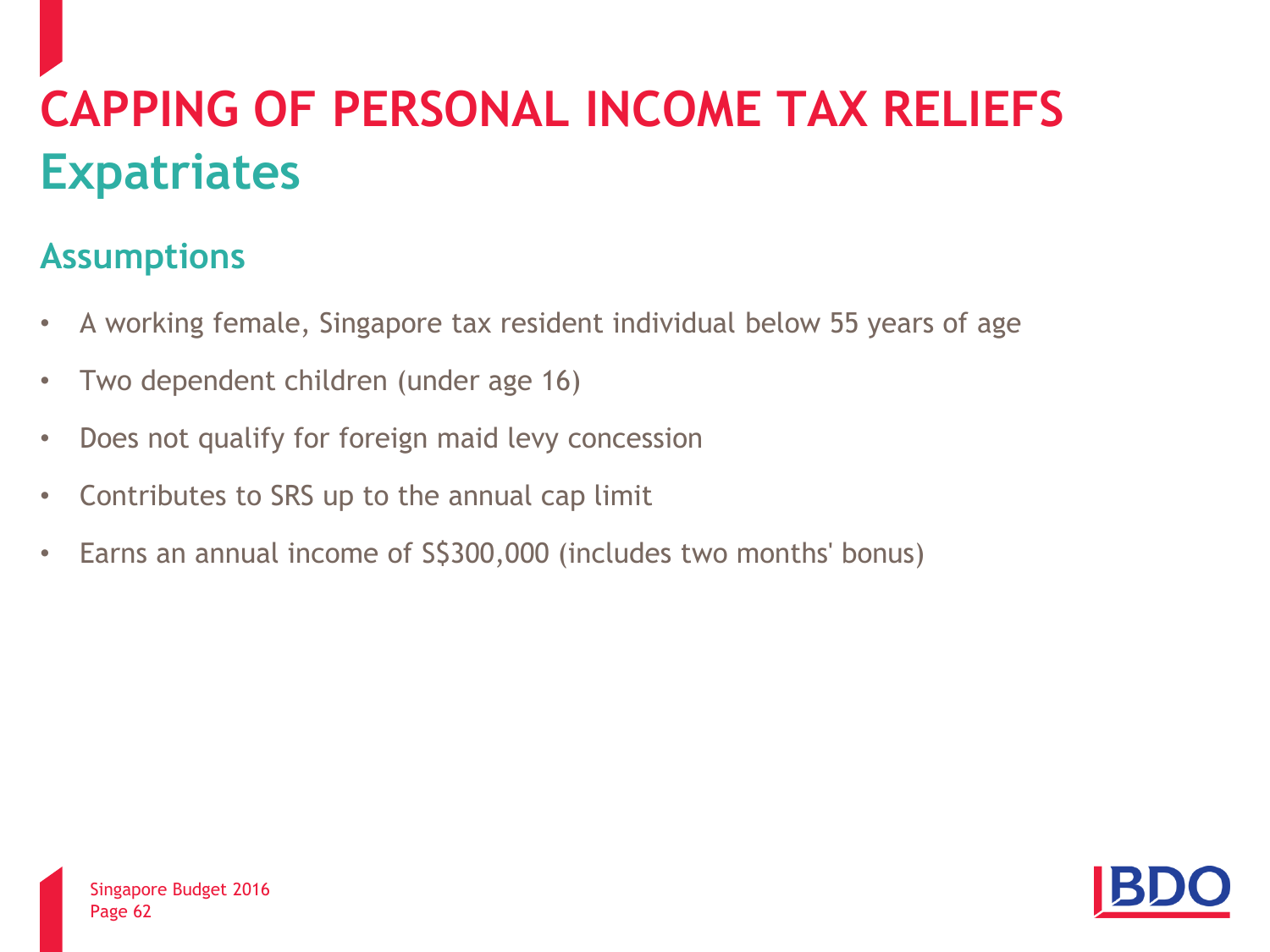# CAPPING OF PERSONAL INCOME TAX RELIEFS

## Expatriates

### Assumptions

- A working female, Singapore tax resident individual below 55 years of age
- Two dependent children (under age 16)
- Does not qualify for foreign maid levy concession
- Contributes to SRS up to the annual cap limit
- Earns an annual income of S$300,000 (includes two months' bonus)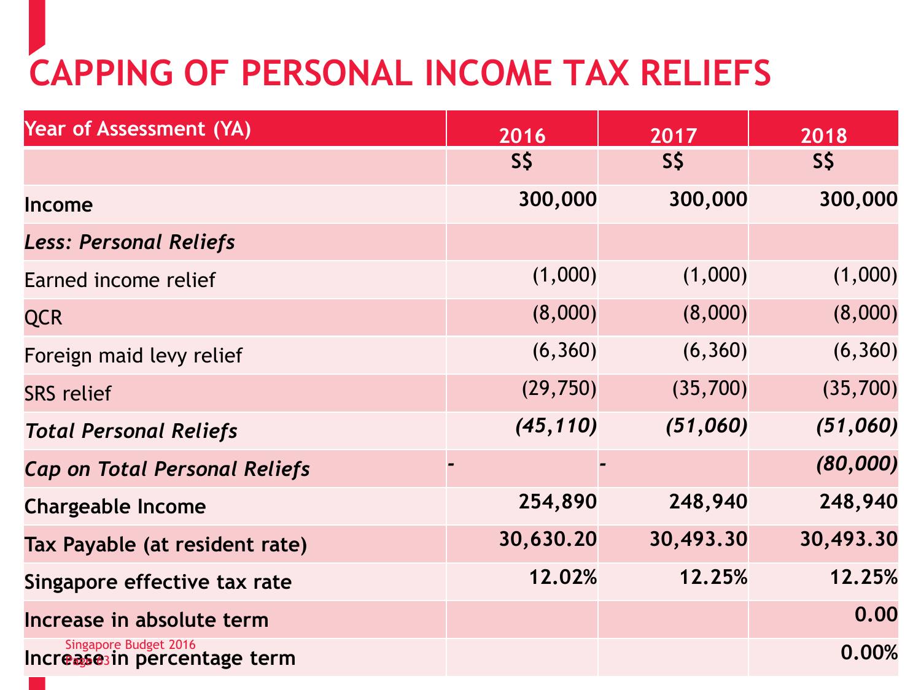# CAPPING OF PERSONAL INCOME TAX RELIEFS

| Year of Assessment (YA) | 2016 | 2017 | 2018 |
|---|---|---|---|
| | S$ | S$ | S$ |
| **Income** | **300,000** | **300,000** | **300,000** |
| ***Less: Personal Reliefs*** | | | |
| Earned income relief | (1,000) | (1,000) | (1,000) |
| QCR | (8,000) | (8,000) | (8,000) |
| Foreign maid levy relief | (6,360) | (6,360) | (6,360) |
| SRS relief | (29,750) | (35,700) | (35,700) |
| ***Total Personal Reliefs*** | ***(45,110)*** | ***(51,060)*** | ***(51,060)*** |
| ***Cap on Total Personal Reliefs*** | - | - | ***(80,000)*** |
| **Chargeable Income** | **254,890** | **248,940** | **248,940** |
| **Tax Payable (at resident rate)** | **30,630.20** | **30,493.30** | **30,493.30** |
| **Singapore effective tax rate** | **12.02%** | **12.25%** | **12.25%** |
| **Increase in absolute term** | | | **0.00** |
| **Increase in percentage term** | | | **0.00%** |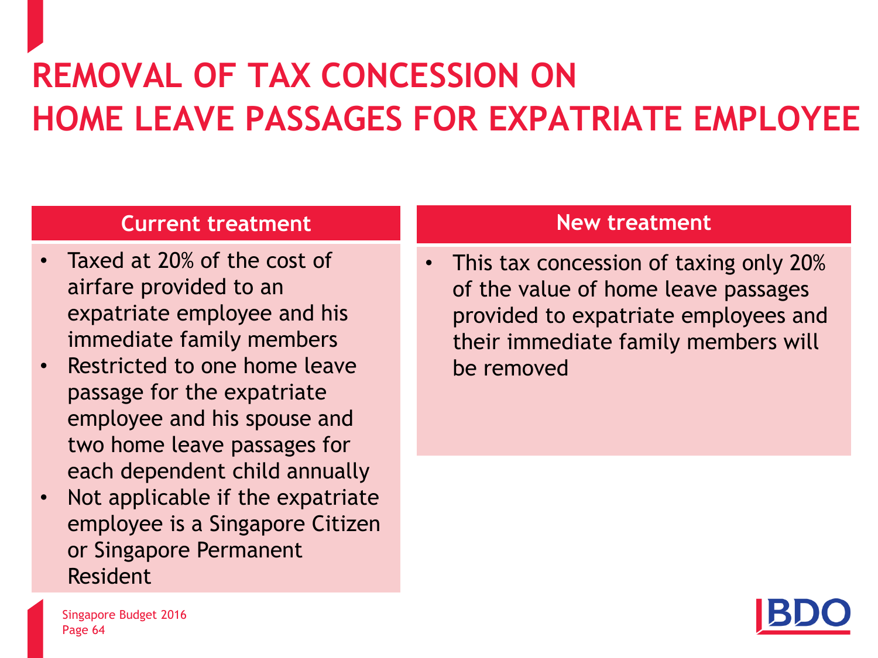# REMOVAL OF TAX CONCESSION ON HOME LEAVE PASSAGES FOR EXPATRIATE EMPLOYEE

| Current treatment | New treatment |
| --- | --- |
| • Taxed at 20% of the cost of airfare provided to an expatriate employee and his immediate family members<br>• Restricted to one home leave passage for the expatriate employee and his spouse and two home leave passages for each dependent child annually<br>• Not applicable if the expatriate employee is a Singapore Citizen or Singapore Permanent Resident | • This tax concession of taxing only 20% of the value of home leave passages provided to expatriate employees and their immediate family members will be removed |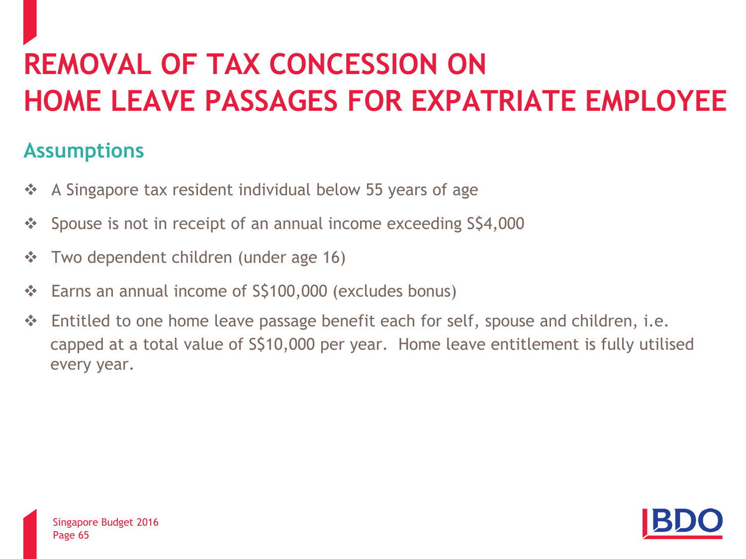# REMOVAL OF TAX CONCESSION ON HOME LEAVE PASSAGES FOR EXPATRIATE EMPLOYEE

## Assumptions

- A Singapore tax resident individual below 55 years of age
- Spouse is not in receipt of an annual income exceeding S$4,000
- Two dependent children (under age 16)
- Earns an annual income of S$100,000 (excludes bonus)
- Entitled to one home leave passage benefit each for self, spouse and children, i.e. capped at a total value of S$10,000 per year. Home leave entitlement is fully utilised every year.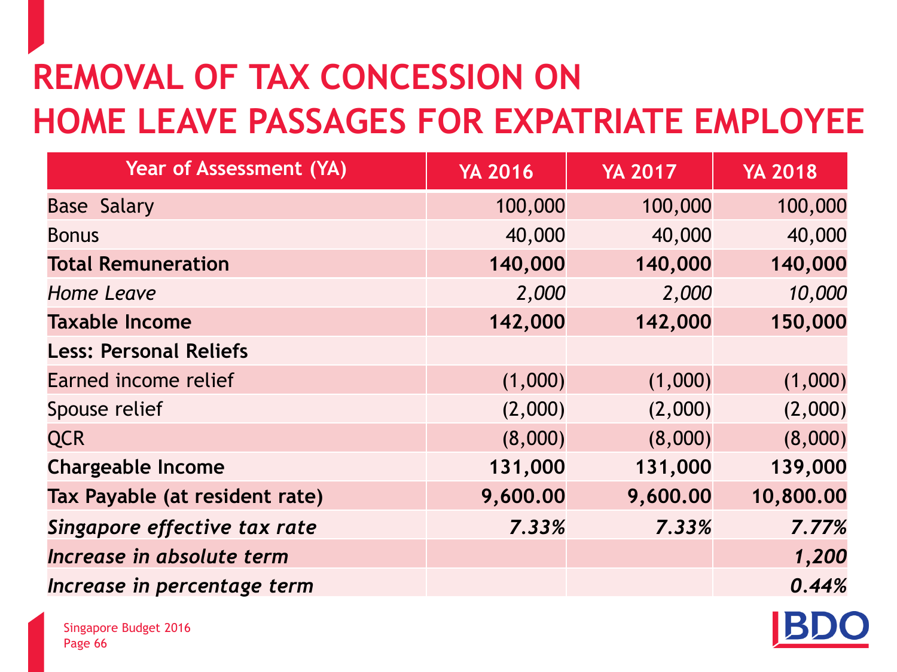# REMOVAL OF TAX CONCESSION ON HOME LEAVE PASSAGES FOR EXPATRIATE EMPLOYEE

| Year of Assessment (YA) | YA 2016 | YA 2017 | YA 2018 |
|---|---|---|---|
| Base Salary | 100,000 | 100,000 | 100,000 |
| Bonus | 40,000 | 40,000 | 40,000 |
| **Total Remuneration** | **140,000** | **140,000** | **140,000** |
| *Home Leave* | *2,000* | *2,000* | *10,000* |
| **Taxable Income** | **142,000** | **142,000** | **150,000** |
| **Less: Personal Reliefs** | | | |
| Earned income relief | (1,000) | (1,000) | (1,000) |
| Spouse relief | (2,000) | (2,000) | (2,000) |
| QCR | (8,000) | (8,000) | (8,000) |
| **Chargeable Income** | **131,000** | **131,000** | **139,000** |
| **Tax Payable (at resident rate)** | **9,600.00** | **9,600.00** | **10,800.00** |
| ***Singapore effective tax rate*** | ***7.33%*** | ***7.33%*** | ***7.77%*** |
| ***Increase in absolute term*** | | | ***1,200*** |
| ***Increase in percentage term*** | | | ***0.44%*** |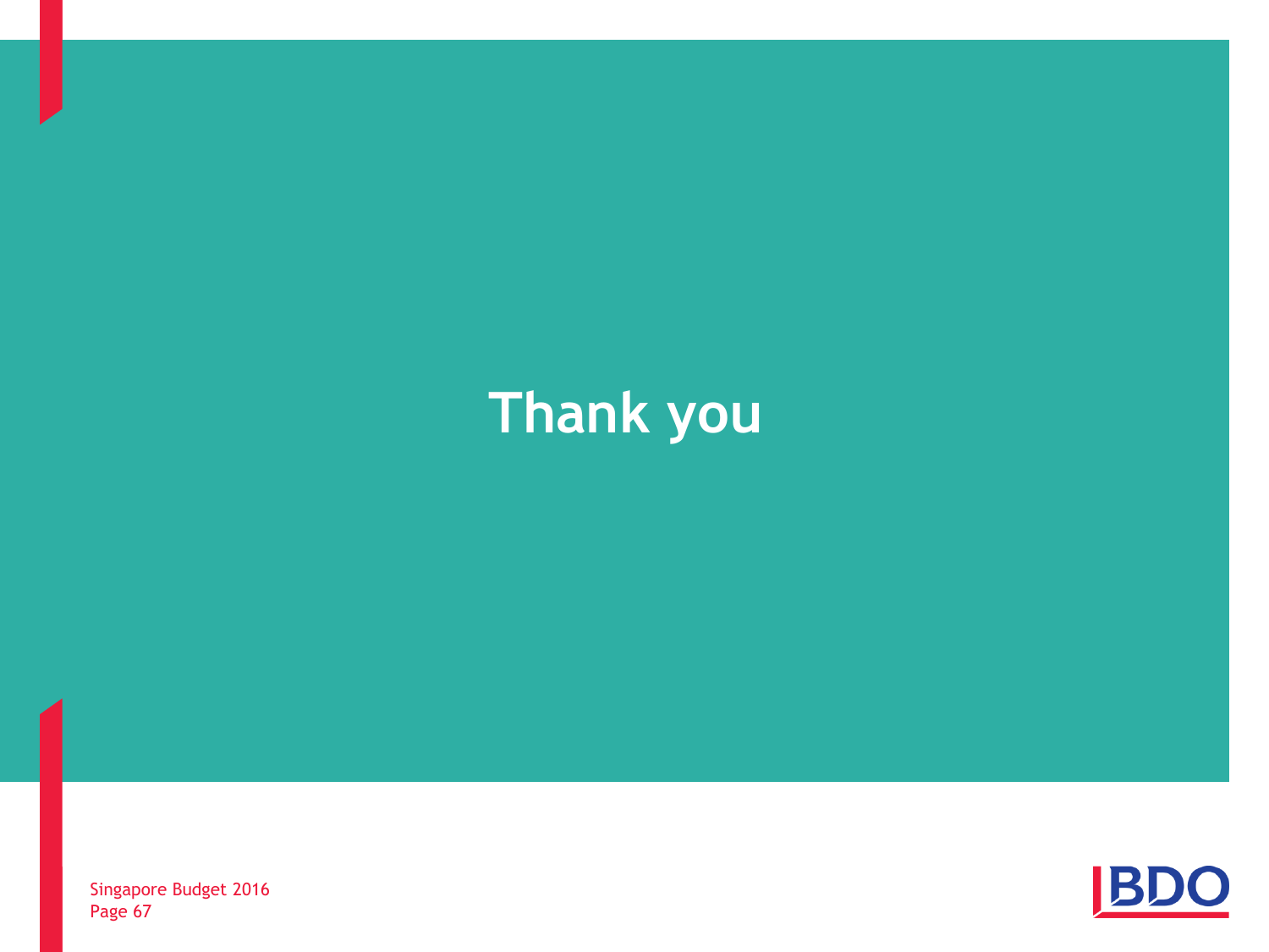# Thank you